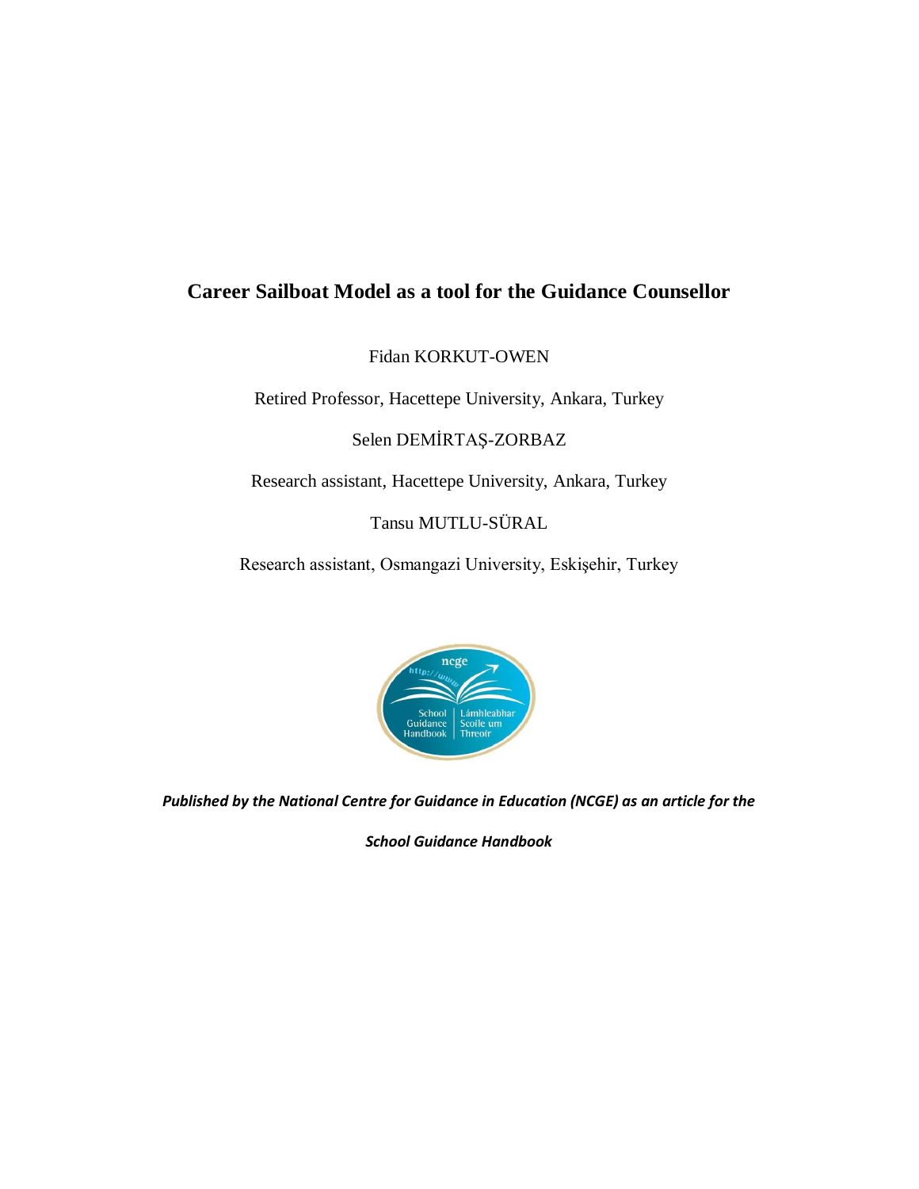# Career Sailboat Model as a tool for the Guidance Counsellor

Fidan KORKUT-OWEN

Retired Professor, Hacettepe University, Ankara, Turkey

Selen DEMİRTAŞ-ZORBAZ

Research assistant, Hacettepe University, Ankara, Turkey

Tansu MUTLU-SÜRAL

Research assistant, Osmangazi University, Eskişehir, Turkey

***Published by the National Centre for Guidance in Education (NCGE) as an article for the School Guidance Handbook***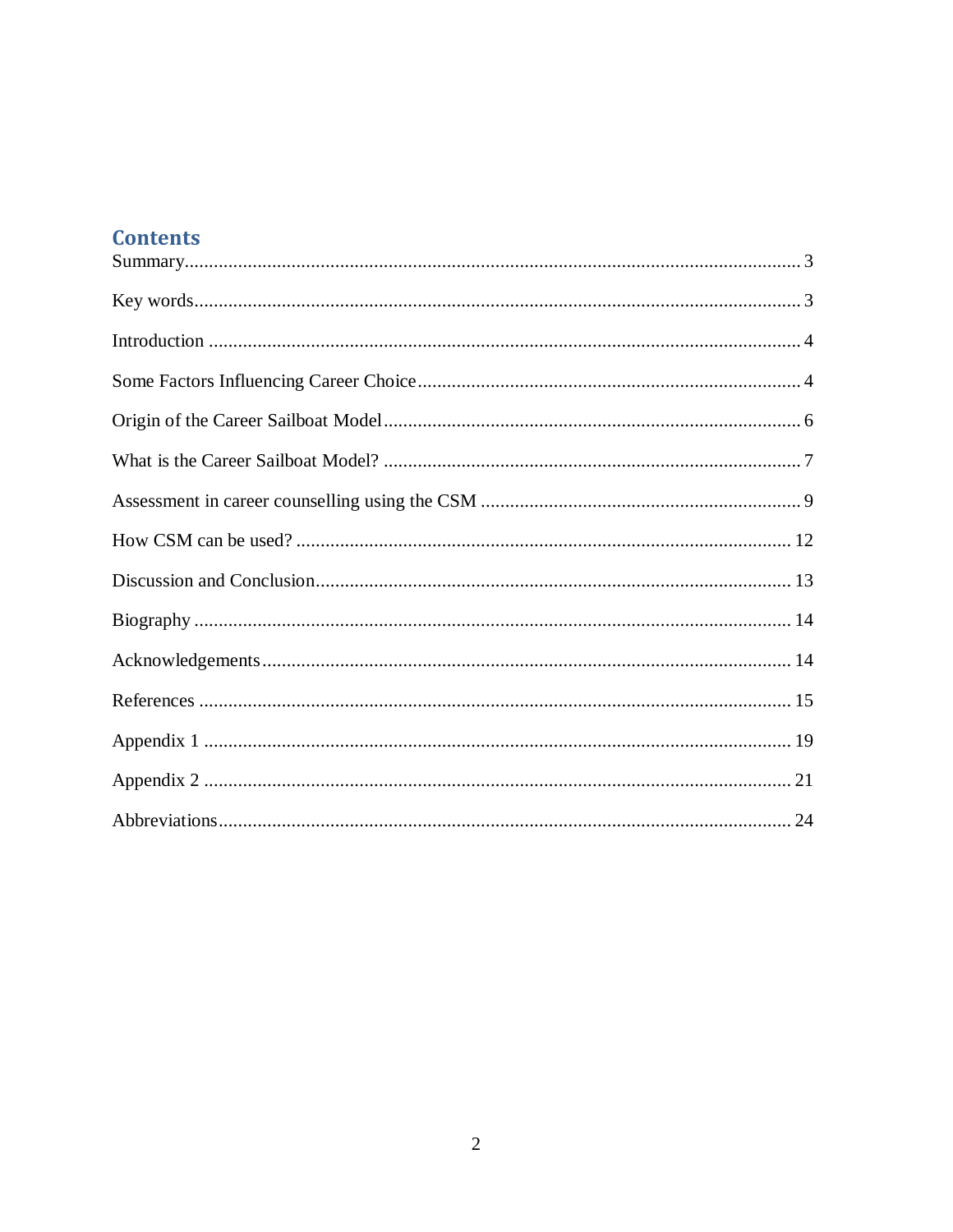# Contents

Summary .......... 3

Key words .......... 3

Introduction .......... 4

Some Factors Influencing Career Choice .......... 4

Origin of the Career Sailboat Model .......... 6

What is the Career Sailboat Model? .......... 7

Assessment in career counselling using the CSM .......... 9

How CSM can be used? .......... 12

Discussion and Conclusion .......... 13

Biography .......... 14

Acknowledgements .......... 14

References .......... 15

Appendix 1 .......... 19

Appendix 2 .......... 21

Abbreviations .......... 24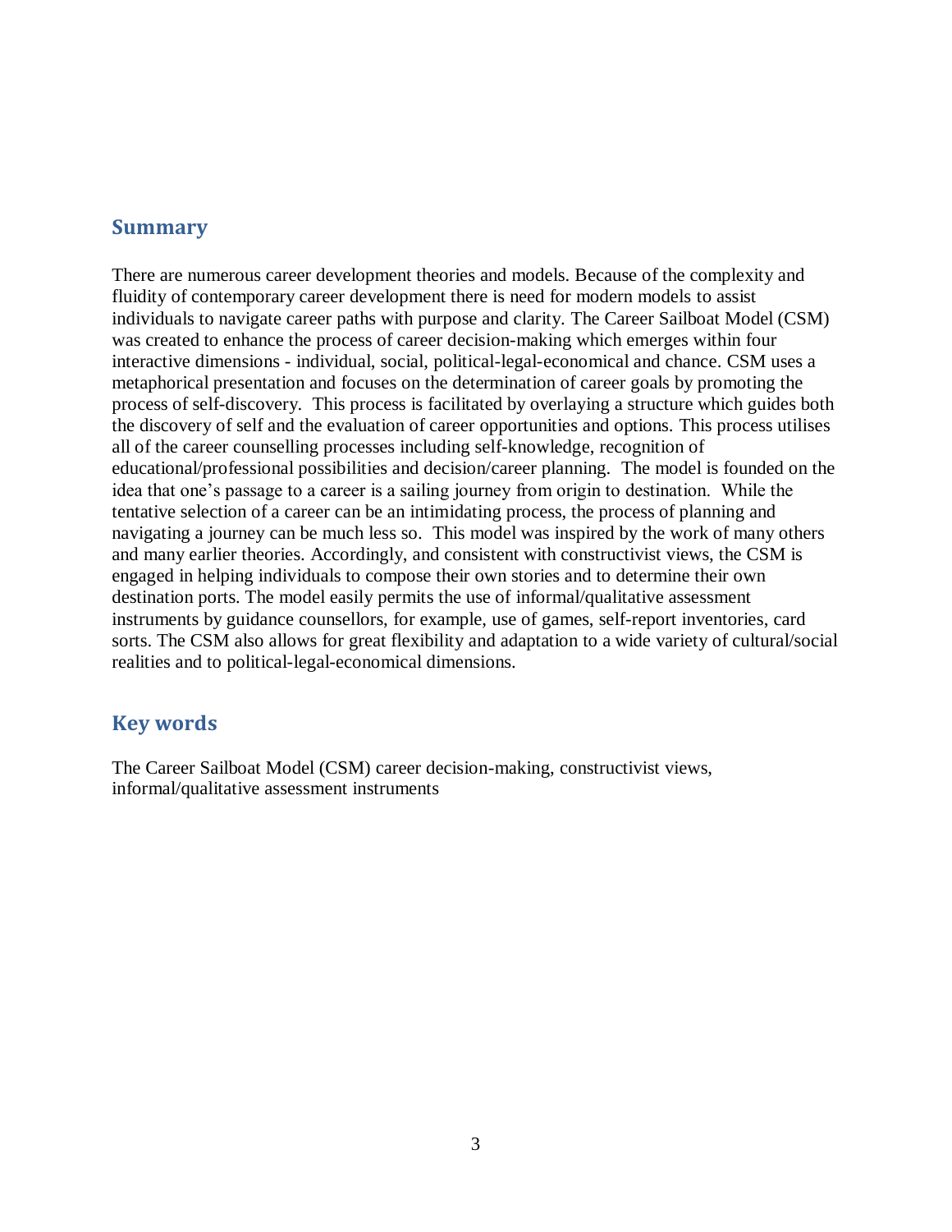## Summary

There are numerous career development theories and models. Because of the complexity and fluidity of contemporary career development there is need for modern models to assist individuals to navigate career paths with purpose and clarity. The Career Sailboat Model (CSM) was created to enhance the process of career decision-making which emerges within four interactive dimensions - individual, social, political-legal-economical and chance. CSM uses a metaphorical presentation and focuses on the determination of career goals by promoting the process of self-discovery. This process is facilitated by overlaying a structure which guides both the discovery of self and the evaluation of career opportunities and options. This process utilises all of the career counselling processes including self-knowledge, recognition of educational/professional possibilities and decision/career planning. The model is founded on the idea that one's passage to a career is a sailing journey from origin to destination. While the tentative selection of a career can be an intimidating process, the process of planning and navigating a journey can be much less so. This model was inspired by the work of many others and many earlier theories. Accordingly, and consistent with constructivist views, the CSM is engaged in helping individuals to compose their own stories and to determine their own destination ports. The model easily permits the use of informal/qualitative assessment instruments by guidance counsellors, for example, use of games, self-report inventories, card sorts. The CSM also allows for great flexibility and adaptation to a wide variety of cultural/social realities and to political-legal-economical dimensions.

## Key words

The Career Sailboat Model (CSM) career decision-making, constructivist views, informal/qualitative assessment instruments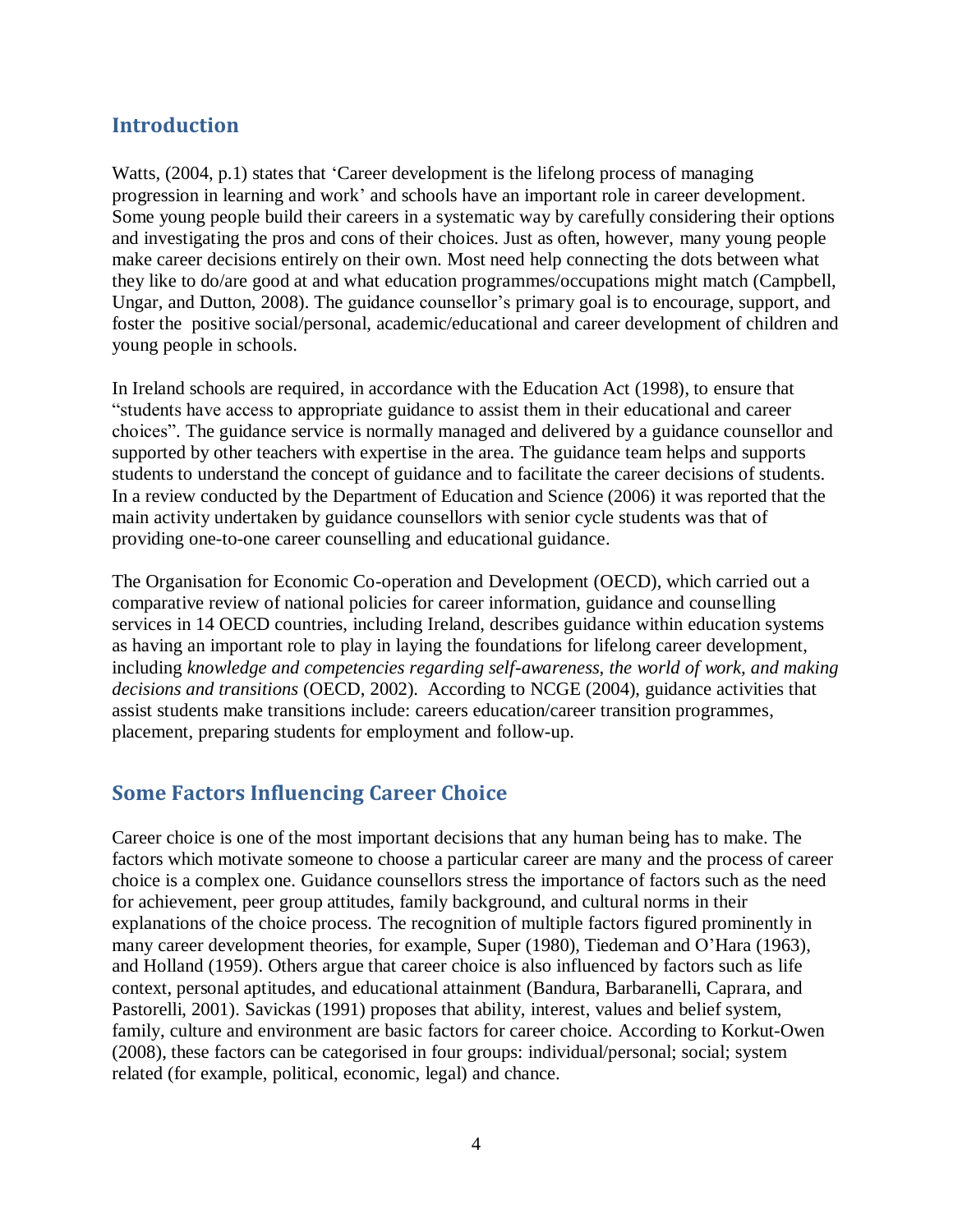## Introduction

Watts, (2004, p.1) states that 'Career development is the lifelong process of managing progression in learning and work' and schools have an important role in career development. Some young people build their careers in a systematic way by carefully considering their options and investigating the pros and cons of their choices. Just as often, however, many young people make career decisions entirely on their own. Most need help connecting the dots between what they like to do/are good at and what education programmes/occupations might match (Campbell, Ungar, and Dutton, 2008). The guidance counsellor's primary goal is to encourage, support, and foster the positive social/personal, academic/educational and career development of children and young people in schools.

In Ireland schools are required, in accordance with the Education Act (1998), to ensure that "students have access to appropriate guidance to assist them in their educational and career choices". The guidance service is normally managed and delivered by a guidance counsellor and supported by other teachers with expertise in the area. The guidance team helps and supports students to understand the concept of guidance and to facilitate the career decisions of students. In a review conducted by the Department of Education and Science (2006) it was reported that the main activity undertaken by guidance counsellors with senior cycle students was that of providing one-to-one career counselling and educational guidance.

The Organisation for Economic Co-operation and Development (OECD), which carried out a comparative review of national policies for career information, guidance and counselling services in 14 OECD countries, including Ireland, describes guidance within education systems as having an important role to play in laying the foundations for lifelong career development, including *knowledge and competencies regarding self-awareness, the world of work, and making decisions and transitions* (OECD, 2002). According to NCGE (2004), guidance activities that assist students make transitions include: careers education/career transition programmes, placement, preparing students for employment and follow-up.

## Some Factors Influencing Career Choice

Career choice is one of the most important decisions that any human being has to make. The factors which motivate someone to choose a particular career are many and the process of career choice is a complex one. Guidance counsellors stress the importance of factors such as the need for achievement, peer group attitudes, family background, and cultural norms in their explanations of the choice process. The recognition of multiple factors figured prominently in many career development theories, for example, Super (1980), Tiedeman and O'Hara (1963), and Holland (1959). Others argue that career choice is also influenced by factors such as life context, personal aptitudes, and educational attainment (Bandura, Barbaranelli, Caprara, and Pastorelli, 2001). Savickas (1991) proposes that ability, interest, values and belief system, family, culture and environment are basic factors for career choice. According to Korkut-Owen (2008), these factors can be categorised in four groups: individual/personal; social; system related (for example, political, economic, legal) and chance.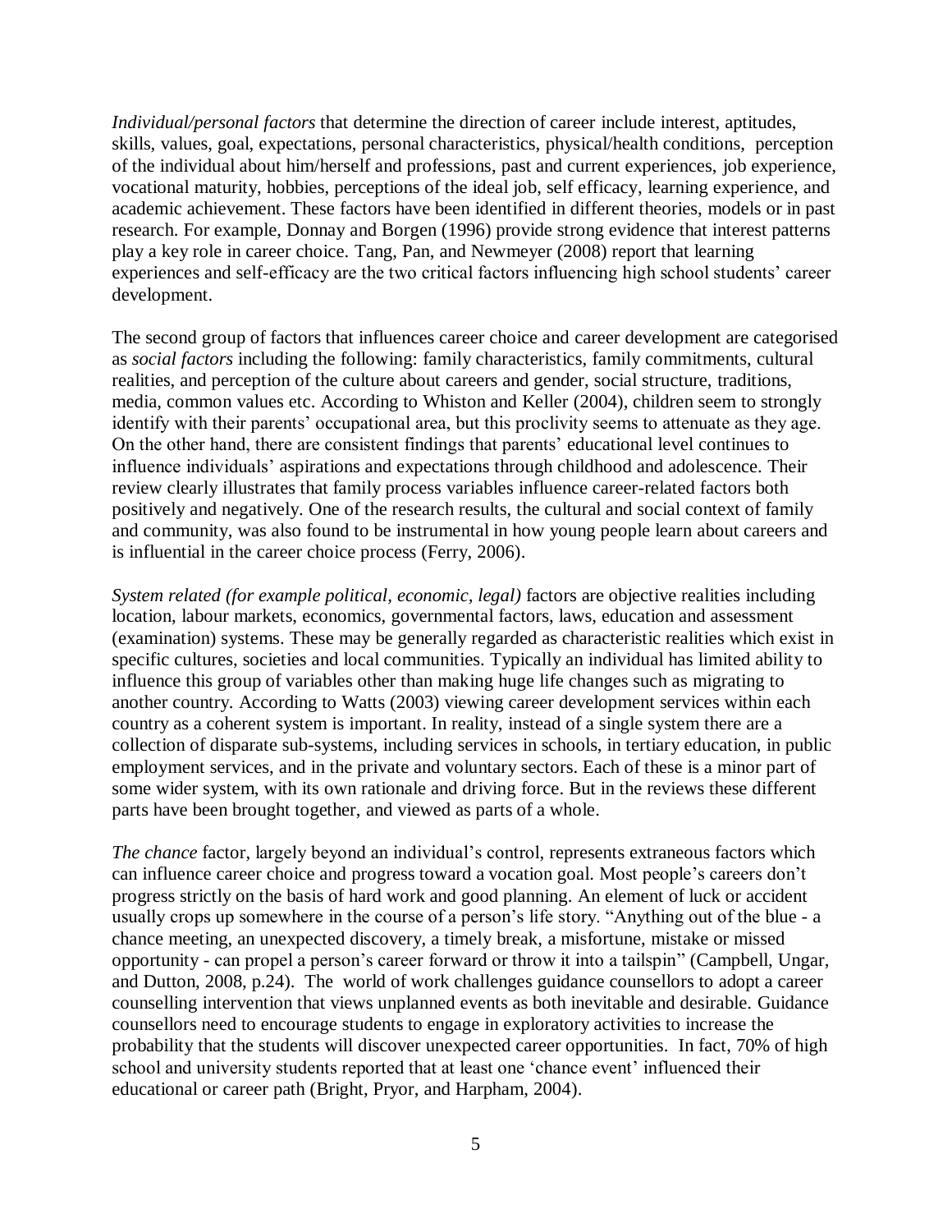*Individual/personal factors* that determine the direction of career include interest, aptitudes, skills, values, goal, expectations, personal characteristics, physical/health conditions, perception of the individual about him/herself and professions, past and current experiences, job experience, vocational maturity, hobbies, perceptions of the ideal job, self efficacy, learning experience, and academic achievement. These factors have been identified in different theories, models or in past research. For example, Donnay and Borgen (1996) provide strong evidence that interest patterns play a key role in career choice. Tang, Pan, and Newmeyer (2008) report that learning experiences and self-efficacy are the two critical factors influencing high school students' career development.

The second group of factors that influences career choice and career development are categorised as *social factors* including the following: family characteristics, family commitments, cultural realities, and perception of the culture about careers and gender, social structure, traditions, media, common values etc. According to Whiston and Keller (2004), children seem to strongly identify with their parents' occupational area, but this proclivity seems to attenuate as they age. On the other hand, there are consistent findings that parents' educational level continues to influence individuals' aspirations and expectations through childhood and adolescence. Their review clearly illustrates that family process variables influence career-related factors both positively and negatively. One of the research results, the cultural and social context of family and community, was also found to be instrumental in how young people learn about careers and is influential in the career choice process (Ferry, 2006).

*System related (for example political, economic, legal)* factors are objective realities including location, labour markets, economics, governmental factors, laws, education and assessment (examination) systems. These may be generally regarded as characteristic realities which exist in specific cultures, societies and local communities. Typically an individual has limited ability to influence this group of variables other than making huge life changes such as migrating to another country. According to Watts (2003) viewing career development services within each country as a coherent system is important. In reality, instead of a single system there are a collection of disparate sub-systems, including services in schools, in tertiary education, in public employment services, and in the private and voluntary sectors. Each of these is a minor part of some wider system, with its own rationale and driving force. But in the reviews these different parts have been brought together, and viewed as parts of a whole.

*The chance* factor, largely beyond an individual's control, represents extraneous factors which can influence career choice and progress toward a vocation goal. Most people's careers don't progress strictly on the basis of hard work and good planning. An element of luck or accident usually crops up somewhere in the course of a person's life story. "Anything out of the blue - a chance meeting, an unexpected discovery, a timely break, a misfortune, mistake or missed opportunity - can propel a person's career forward or throw it into a tailspin" (Campbell, Ungar, and Dutton, 2008, p.24). The world of work challenges guidance counsellors to adopt a career counselling intervention that views unplanned events as both inevitable and desirable. Guidance counsellors need to encourage students to engage in exploratory activities to increase the probability that the students will discover unexpected career opportunities. In fact, 70% of high school and university students reported that at least one 'chance event' influenced their educational or career path (Bright, Pryor, and Harpham, 2004).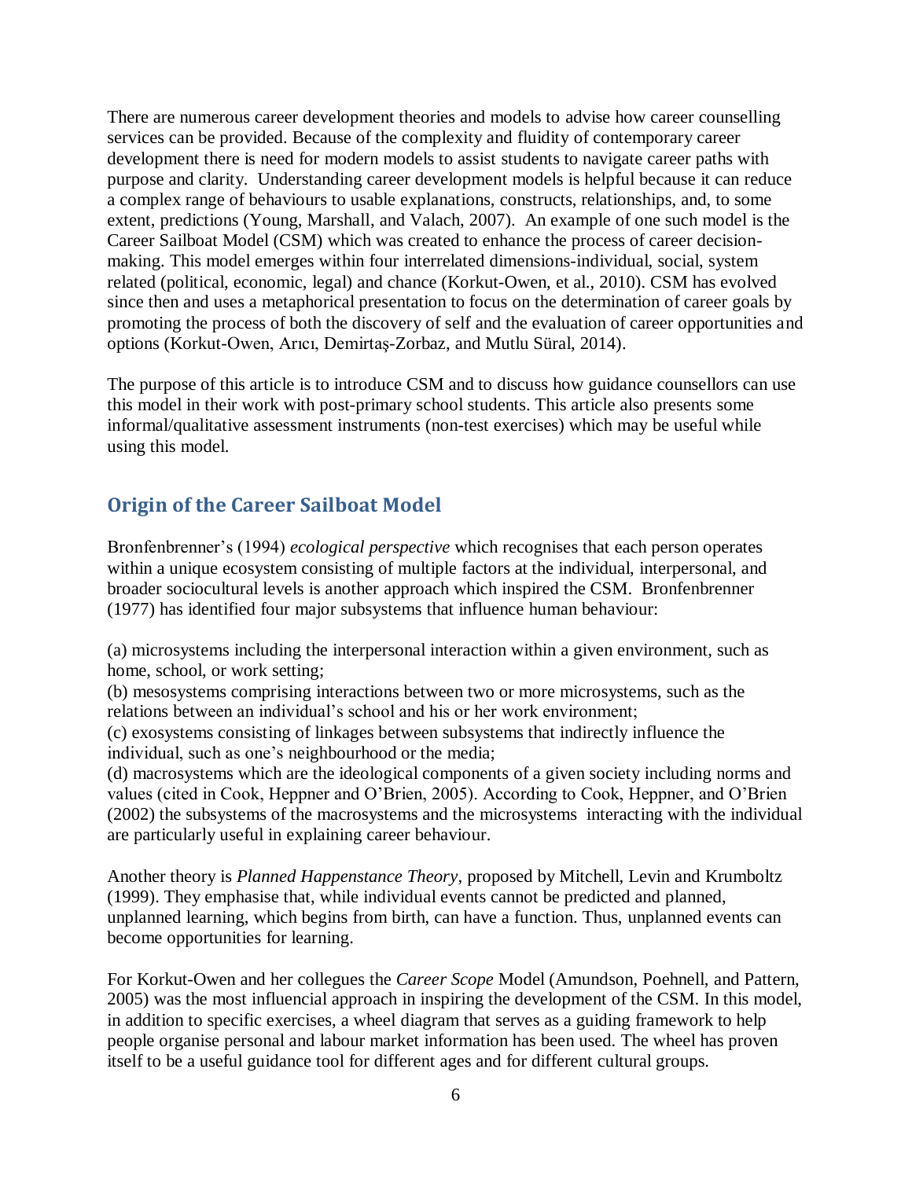There are numerous career development theories and models to advise how career counselling services can be provided. Because of the complexity and fluidity of contemporary career development there is need for modern models to assist students to navigate career paths with purpose and clarity. Understanding career development models is helpful because it can reduce a complex range of behaviours to usable explanations, constructs, relationships, and, to some extent, predictions (Young, Marshall, and Valach, 2007). An example of one such model is the Career Sailboat Model (CSM) which was created to enhance the process of career decision-making. This model emerges within four interrelated dimensions-individual, social, system related (political, economic, legal) and chance (Korkut-Owen, et al., 2010). CSM has evolved since then and uses a metaphorical presentation to focus on the determination of career goals by promoting the process of both the discovery of self and the evaluation of career opportunities and options (Korkut-Owen, Arıcı, Demirtaş-Zorbaz, and Mutlu Süral, 2014).

The purpose of this article is to introduce CSM and to discuss how guidance counsellors can use this model in their work with post-primary school students. This article also presents some informal/qualitative assessment instruments (non-test exercises) which may be useful while using this model.

## Origin of the Career Sailboat Model

Bronfenbrenner's (1994) *ecological perspective* which recognises that each person operates within a unique ecosystem consisting of multiple factors at the individual, interpersonal, and broader sociocultural levels is another approach which inspired the CSM. Bronfenbrenner (1977) has identified four major subsystems that influence human behaviour:

(a) microsystems including the interpersonal interaction within a given environment, such as home, school, or work setting;
(b) mesosystems comprising interactions between two or more microsystems, such as the relations between an individual's school and his or her work environment;
(c) exosystems consisting of linkages between subsystems that indirectly influence the individual, such as one's neighbourhood or the media;
(d) macrosystems which are the ideological components of a given society including norms and values (cited in Cook, Heppner and O'Brien, 2005). According to Cook, Heppner, and O'Brien (2002) the subsystems of the macrosystems and the microsystems interacting with the individual are particularly useful in explaining career behaviour.

Another theory is *Planned Happenstance Theory*, proposed by Mitchell, Levin and Krumboltz (1999). They emphasise that, while individual events cannot be predicted and planned, unplanned learning, which begins from birth, can have a function. Thus, unplanned events can become opportunities for learning.

For Korkut-Owen and her collegues the *Career Scope* Model (Amundson, Poehnell, and Pattern, 2005) was the most influencial approach in inspiring the development of the CSM. In this model, in addition to specific exercises, a wheel diagram that serves as a guiding framework to help people organise personal and labour market information has been used. The wheel has proven itself to be a useful guidance tool for different ages and for different cultural groups.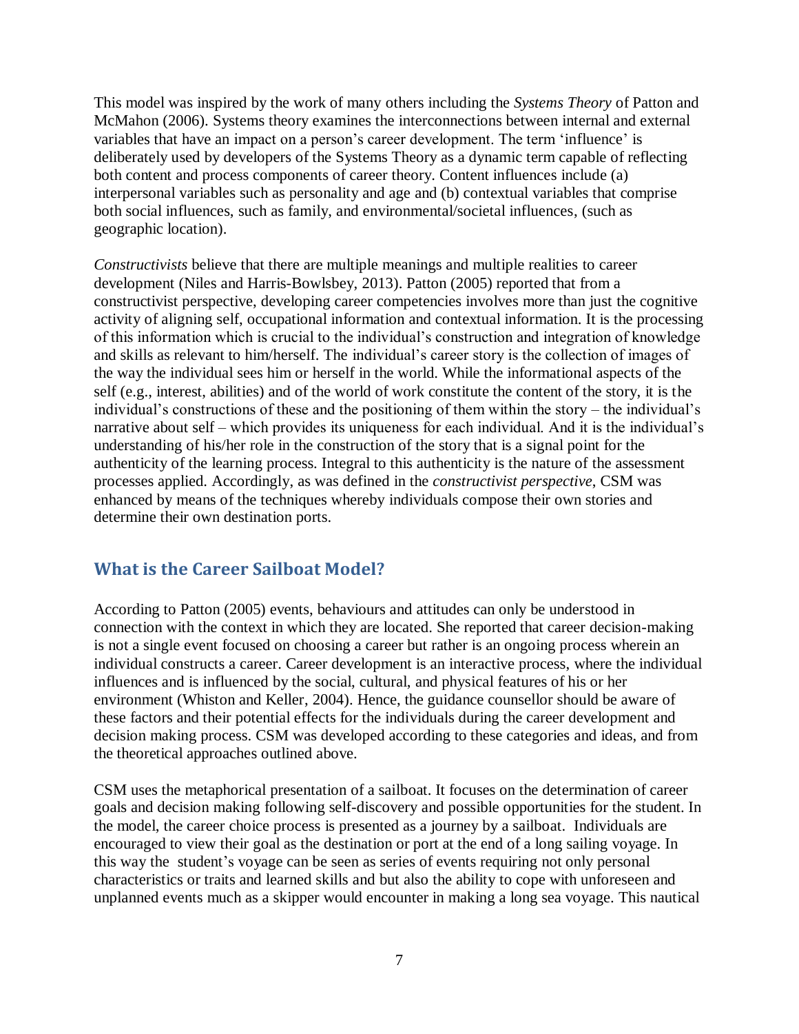This model was inspired by the work of many others including the *Systems Theory* of Patton and McMahon (2006). Systems theory examines the interconnections between internal and external variables that have an impact on a person's career development. The term 'influence' is deliberately used by developers of the Systems Theory as a dynamic term capable of reflecting both content and process components of career theory. Content influences include (a) interpersonal variables such as personality and age and (b) contextual variables that comprise both social influences, such as family, and environmental/societal influences, (such as geographic location).

*Constructivists* believe that there are multiple meanings and multiple realities to career development (Niles and Harris-Bowlsbey, 2013). Patton (2005) reported that from a constructivist perspective, developing career competencies involves more than just the cognitive activity of aligning self, occupational information and contextual information. It is the processing of this information which is crucial to the individual's construction and integration of knowledge and skills as relevant to him/herself. The individual's career story is the collection of images of the way the individual sees him or herself in the world. While the informational aspects of the self (e.g., interest, abilities) and of the world of work constitute the content of the story, it is the individual's constructions of these and the positioning of them within the story – the individual's narrative about self – which provides its uniqueness for each individual. And it is the individual's understanding of his/her role in the construction of the story that is a signal point for the authenticity of the learning process. Integral to this authenticity is the nature of the assessment processes applied. Accordingly, as was defined in the *constructivist perspective*, CSM was enhanced by means of the techniques whereby individuals compose their own stories and determine their own destination ports.

## What is the Career Sailboat Model?

According to Patton (2005) events, behaviours and attitudes can only be understood in connection with the context in which they are located. She reported that career decision-making is not a single event focused on choosing a career but rather is an ongoing process wherein an individual constructs a career. Career development is an interactive process, where the individual influences and is influenced by the social, cultural, and physical features of his or her environment (Whiston and Keller, 2004). Hence, the guidance counsellor should be aware of these factors and their potential effects for the individuals during the career development and decision making process. CSM was developed according to these categories and ideas, and from the theoretical approaches outlined above.

CSM uses the metaphorical presentation of a sailboat. It focuses on the determination of career goals and decision making following self-discovery and possible opportunities for the student. In the model, the career choice process is presented as a journey by a sailboat. Individuals are encouraged to view their goal as the destination or port at the end of a long sailing voyage. In this way the student's voyage can be seen as series of events requiring not only personal characteristics or traits and learned skills and but also the ability to cope with unforeseen and unplanned events much as a skipper would encounter in making a long sea voyage. This nautical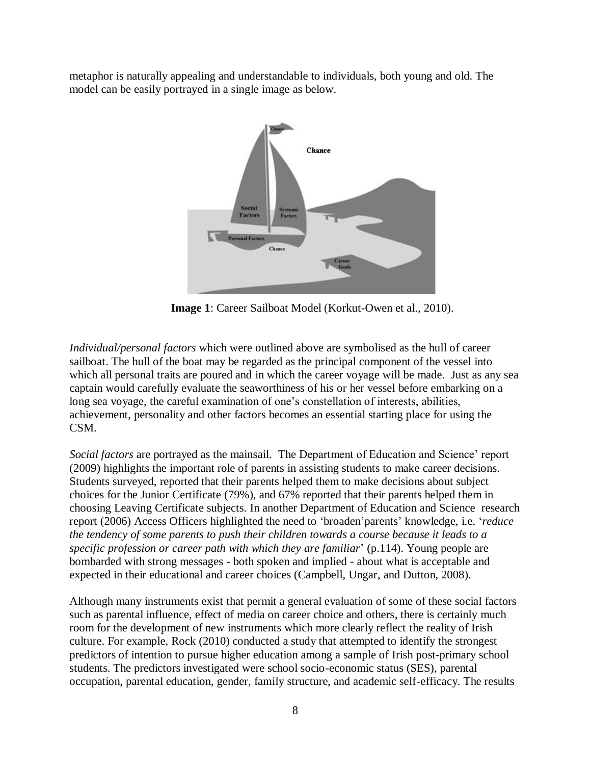metaphor is naturally appealing and understandable to individuals, both young and old. The model can be easily portrayed in a single image as below.

**Image 1**: Career Sailboat Model (Korkut-Owen et al., 2010).

*Individual/personal factors* which were outlined above are symbolised as the hull of career sailboat. The hull of the boat may be regarded as the principal component of the vessel into which all personal traits are poured and in which the career voyage will be made. Just as any sea captain would carefully evaluate the seaworthiness of his or her vessel before embarking on a long sea voyage, the careful examination of one's constellation of interests, abilities, achievement, personality and other factors becomes an essential starting place for using the CSM.

*Social factors* are portrayed as the mainsail. The Department of Education and Science' report (2009) highlights the important role of parents in assisting students to make career decisions. Students surveyed, reported that their parents helped them to make decisions about subject choices for the Junior Certificate (79%), and 67% reported that their parents helped them in choosing Leaving Certificate subjects. In another Department of Education and Science research report (2006) Access Officers highlighted the need to 'broaden'parents' knowledge, i.e. '*reduce the tendency of some parents to push their children towards a course because it leads to a specific profession or career path with which they are familiar*' (p.114). Young people are bombarded with strong messages - both spoken and implied - about what is acceptable and expected in their educational and career choices (Campbell, Ungar, and Dutton, 2008).

Although many instruments exist that permit a general evaluation of some of these social factors such as parental influence, effect of media on career choice and others, there is certainly much room for the development of new instruments which more clearly reflect the reality of Irish culture. For example, Rock (2010) conducted a study that attempted to identify the strongest predictors of intention to pursue higher education among a sample of Irish post-primary school students. The predictors investigated were school socio-economic status (SES), parental occupation, parental education, gender, family structure, and academic self-efficacy. The results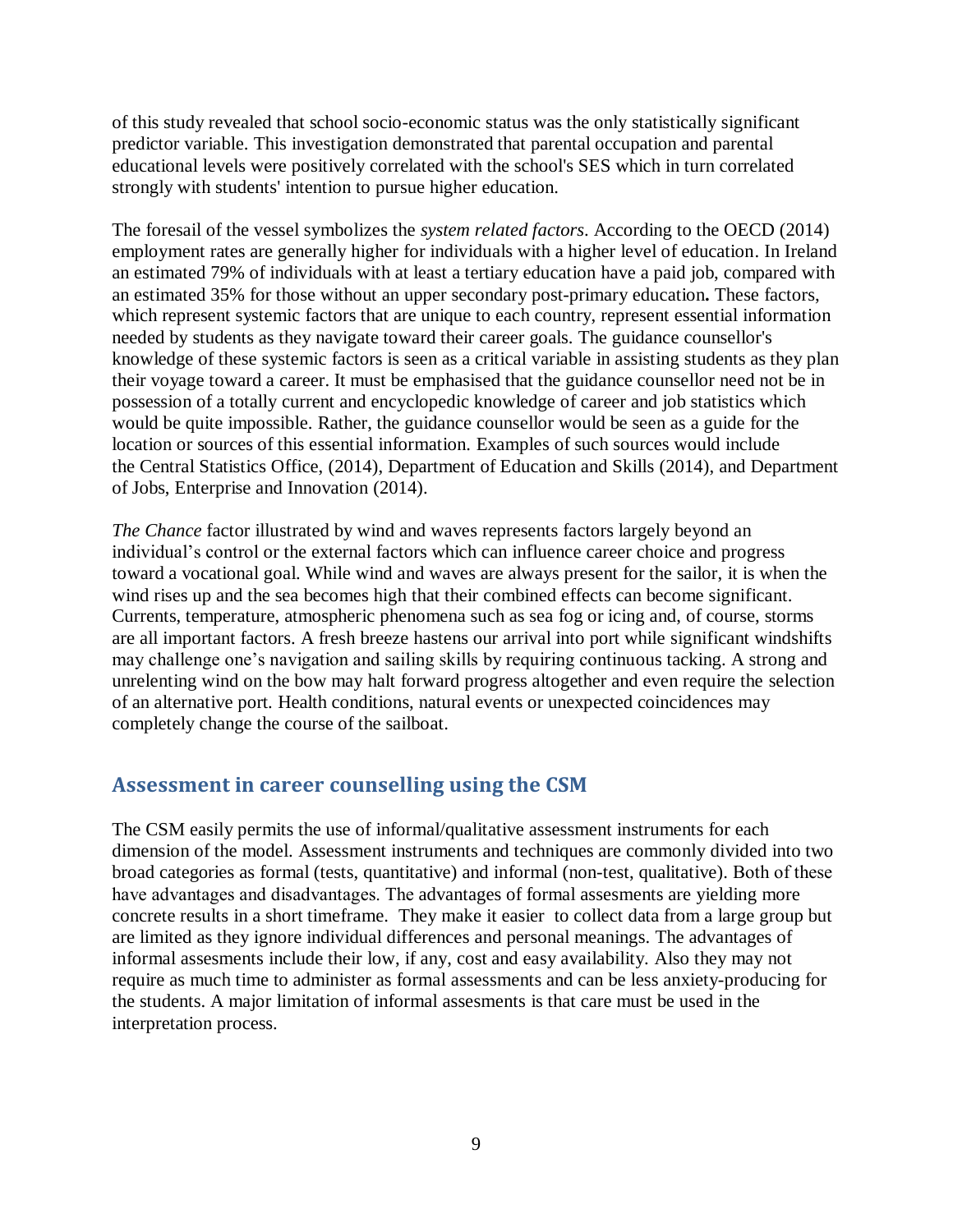of this study revealed that school socio-economic status was the only statistically significant predictor variable. This investigation demonstrated that parental occupation and parental educational levels were positively correlated with the school's SES which in turn correlated strongly with students' intention to pursue higher education.

The foresail of the vessel symbolizes the *system related factors*. According to the OECD (2014) employment rates are generally higher for individuals with a higher level of education. In Ireland an estimated 79% of individuals with at least a tertiary education have a paid job, compared with an estimated 35% for those without an upper secondary post-primary education**.** These factors, which represent systemic factors that are unique to each country, represent essential information needed by students as they navigate toward their career goals. The guidance counsellor's knowledge of these systemic factors is seen as a critical variable in assisting students as they plan their voyage toward a career. It must be emphasised that the guidance counsellor need not be in possession of a totally current and encyclopedic knowledge of career and job statistics which would be quite impossible. Rather, the guidance counsellor would be seen as a guide for the location or sources of this essential information. Examples of such sources would include the Central Statistics Office, (2014), Department of Education and Skills (2014), and Department of Jobs, Enterprise and Innovation (2014).

*The Chance* factor illustrated by wind and waves represents factors largely beyond an individual's control or the external factors which can influence career choice and progress toward a vocational goal. While wind and waves are always present for the sailor, it is when the wind rises up and the sea becomes high that their combined effects can become significant. Currents, temperature, atmospheric phenomena such as sea fog or icing and, of course, storms are all important factors. A fresh breeze hastens our arrival into port while significant windshifts may challenge one's navigation and sailing skills by requiring continuous tacking. A strong and unrelenting wind on the bow may halt forward progress altogether and even require the selection of an alternative port. Health conditions, natural events or unexpected coincidences may completely change the course of the sailboat.

## Assessment in career counselling using the CSM

The CSM easily permits the use of informal/qualitative assessment instruments for each dimension of the model. Assessment instruments and techniques are commonly divided into two broad categories as formal (tests, quantitative) and informal (non-test, qualitative). Both of these have advantages and disadvantages. The advantages of formal assesments are yielding more concrete results in a short timeframe. They make it easier to collect data from a large group but are limited as they ignore individual differences and personal meanings. The advantages of informal assesments include their low, if any, cost and easy availability. Also they may not require as much time to administer as formal assessments and can be less anxiety-producing for the students. A major limitation of informal assesments is that care must be used in the interpretation process.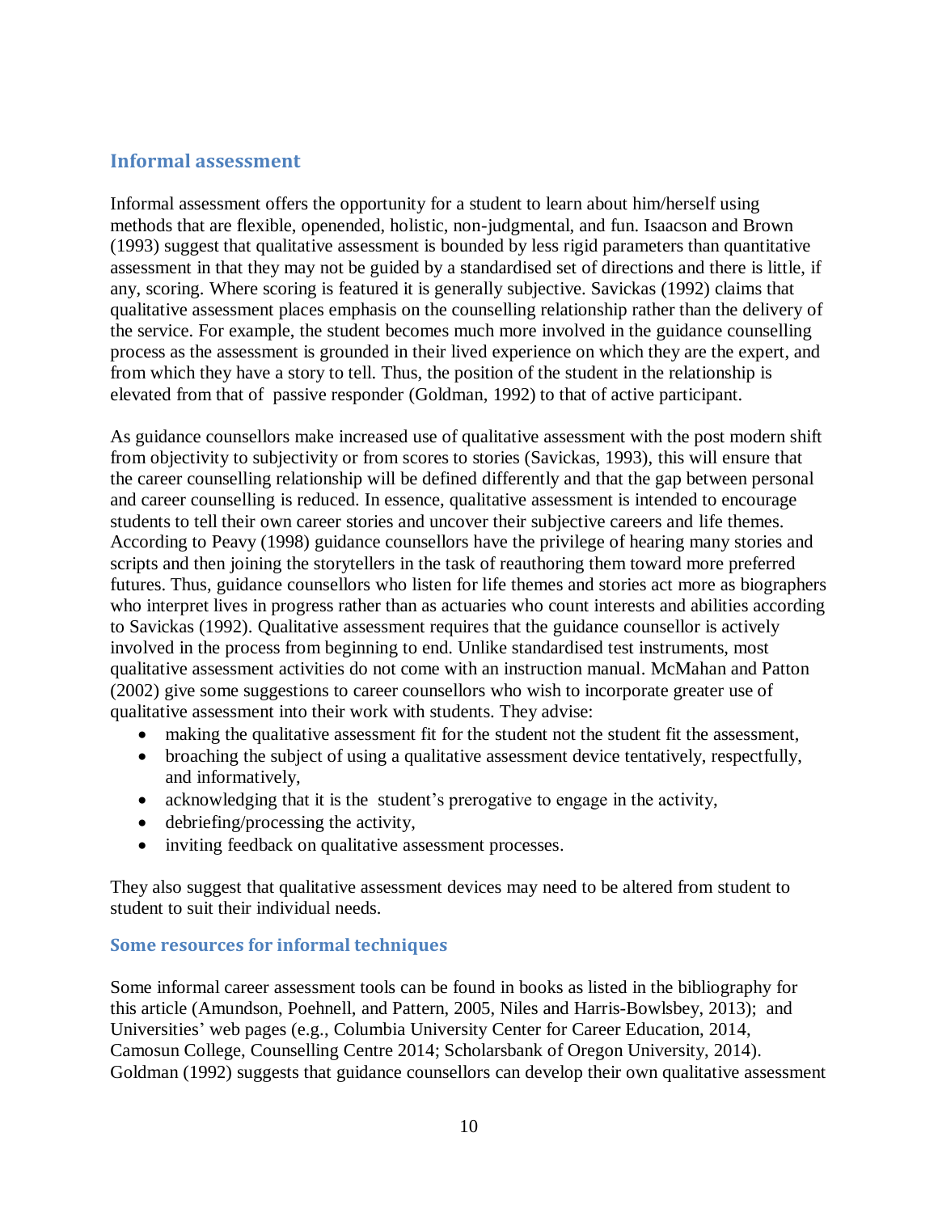## Informal assessment

Informal assessment offers the opportunity for a student to learn about him/herself using methods that are flexible, openended, holistic, non-judgmental, and fun. Isaacson and Brown (1993) suggest that qualitative assessment is bounded by less rigid parameters than quantitative assessment in that they may not be guided by a standardised set of directions and there is little, if any, scoring. Where scoring is featured it is generally subjective. Savickas (1992) claims that qualitative assessment places emphasis on the counselling relationship rather than the delivery of the service. For example, the student becomes much more involved in the guidance counselling process as the assessment is grounded in their lived experience on which they are the expert, and from which they have a story to tell. Thus, the position of the student in the relationship is elevated from that of passive responder (Goldman, 1992) to that of active participant.

As guidance counsellors make increased use of qualitative assessment with the post modern shift from objectivity to subjectivity or from scores to stories (Savickas, 1993), this will ensure that the career counselling relationship will be defined differently and that the gap between personal and career counselling is reduced. In essence, qualitative assessment is intended to encourage students to tell their own career stories and uncover their subjective careers and life themes. According to Peavy (1998) guidance counsellors have the privilege of hearing many stories and scripts and then joining the storytellers in the task of reauthoring them toward more preferred futures. Thus, guidance counsellors who listen for life themes and stories act more as biographers who interpret lives in progress rather than as actuaries who count interests and abilities according to Savickas (1992). Qualitative assessment requires that the guidance counsellor is actively involved in the process from beginning to end. Unlike standardised test instruments, most qualitative assessment activities do not come with an instruction manual. McMahan and Patton (2002) give some suggestions to career counsellors who wish to incorporate greater use of qualitative assessment into their work with students. They advise:

- making the qualitative assessment fit for the student not the student fit the assessment,
- broaching the subject of using a qualitative assessment device tentatively, respectfully, and informatively,
- acknowledging that it is the student's prerogative to engage in the activity,
- debriefing/processing the activity,
- inviting feedback on qualitative assessment processes.

They also suggest that qualitative assessment devices may need to be altered from student to student to suit their individual needs.

### Some resources for informal techniques

Some informal career assessment tools can be found in books as listed in the bibliography for this article (Amundson, Poehnell, and Pattern, 2005, Niles and Harris-Bowlsbey, 2013); and Universities' web pages (e.g., Columbia University Center for Career Education, 2014, Camosun College, Counselling Centre 2014; Scholarsbank of Oregon University, 2014). Goldman (1992) suggests that guidance counsellors can develop their own qualitative assessment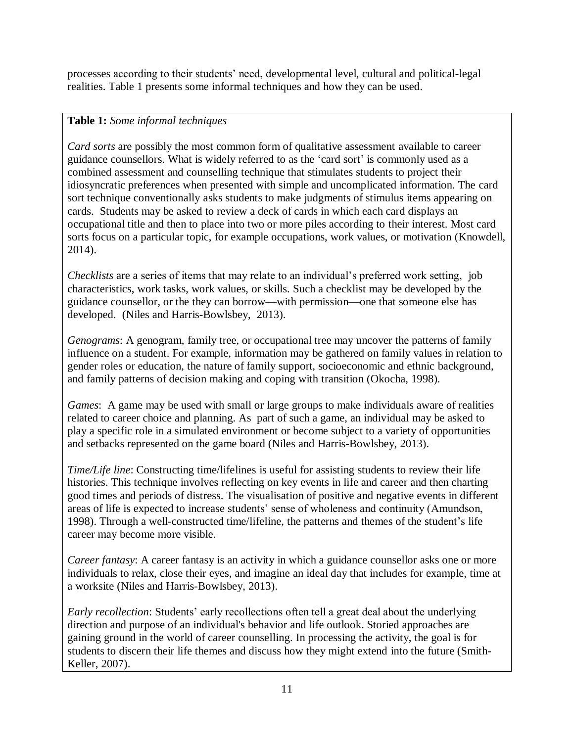processes according to their students' need, developmental level, cultural and political-legal realities. Table 1 presents some informal techniques and how they can be used.

**Table 1:** *Some informal techniques*

*Card sorts* are possibly the most common form of qualitative assessment available to career guidance counsellors. What is widely referred to as the 'card sort' is commonly used as a combined assessment and counselling technique that stimulates students to project their idiosyncratic preferences when presented with simple and uncomplicated information. The card sort technique conventionally asks students to make judgments of stimulus items appearing on cards. Students may be asked to review a deck of cards in which each card displays an occupational title and then to place into two or more piles according to their interest. Most card sorts focus on a particular topic, for example occupations, work values, or motivation (Knowdell, 2014).

*Checklists* are a series of items that may relate to an individual's preferred work setting, job characteristics, work tasks, work values, or skills. Such a checklist may be developed by the guidance counsellor, or the they can borrow—with permission—one that someone else has developed. (Niles and Harris-Bowlsbey, 2013).

*Genograms*: A genogram, family tree, or occupational tree may uncover the patterns of family influence on a student. For example, information may be gathered on family values in relation to gender roles or education, the nature of family support, socioeconomic and ethnic background, and family patterns of decision making and coping with transition (Okocha, 1998).

*Games*: A game may be used with small or large groups to make individuals aware of realities related to career choice and planning. As part of such a game, an individual may be asked to play a specific role in a simulated environment or become subject to a variety of opportunities and setbacks represented on the game board (Niles and Harris-Bowlsbey, 2013).

*Time/Life line*: Constructing time/lifelines is useful for assisting students to review their life histories. This technique involves reflecting on key events in life and career and then charting good times and periods of distress. The visualisation of positive and negative events in different areas of life is expected to increase students' sense of wholeness and continuity (Amundson, 1998). Through a well-constructed time/lifeline, the patterns and themes of the student's life career may become more visible.

*Career fantasy*: A career fantasy is an activity in which a guidance counsellor asks one or more individuals to relax, close their eyes, and imagine an ideal day that includes for example, time at a worksite (Niles and Harris-Bowlsbey, 2013).

*Early recollection*: Students' early recollections often tell a great deal about the underlying direction and purpose of an individual's behavior and life outlook. Storied approaches are gaining ground in the world of career counselling. In processing the activity, the goal is for students to discern their life themes and discuss how they might extend into the future (Smith-Keller, 2007).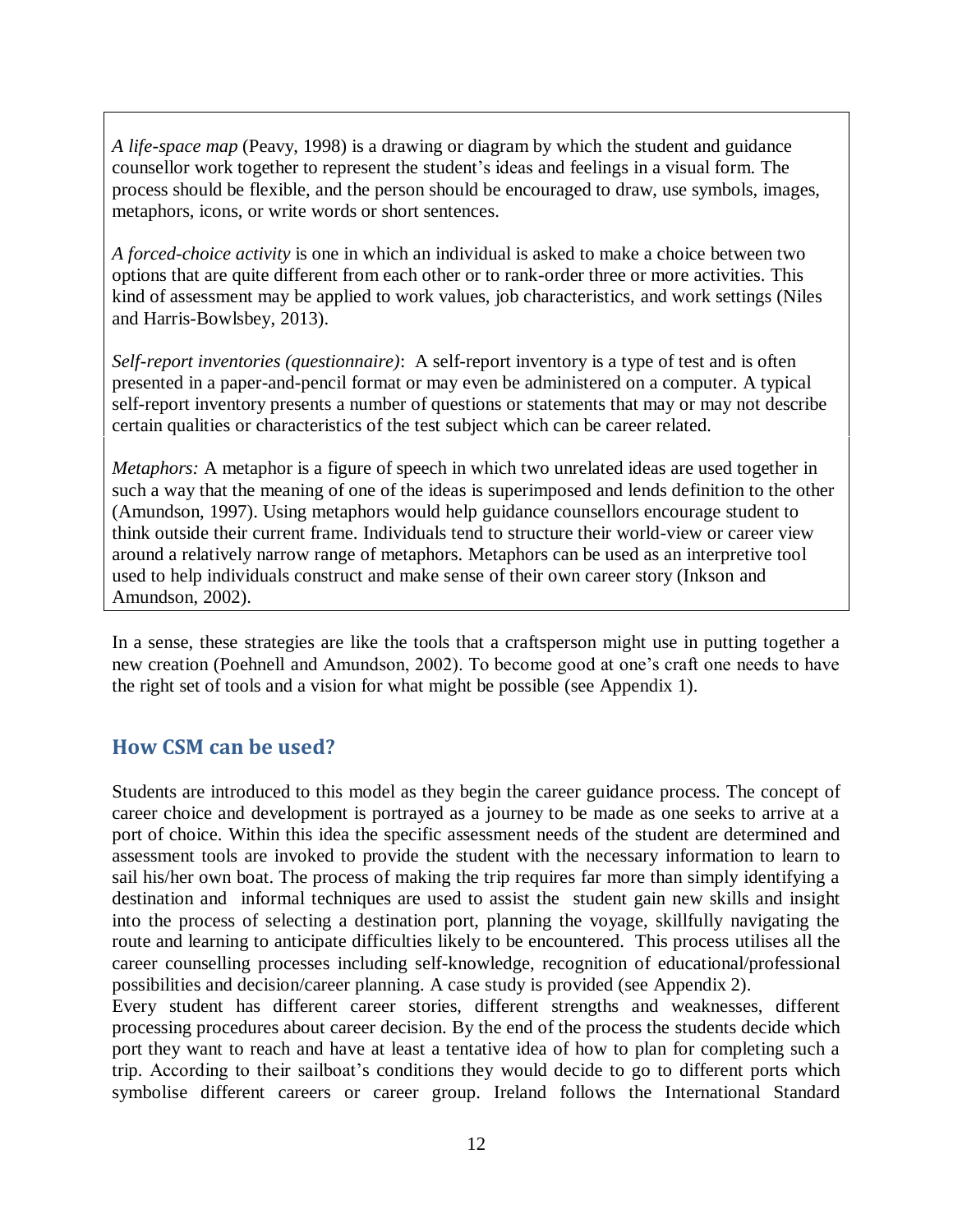*A life-space map* (Peavy, 1998) is a drawing or diagram by which the student and guidance counsellor work together to represent the student's ideas and feelings in a visual form. The process should be flexible, and the person should be encouraged to draw, use symbols, images, metaphors, icons, or write words or short sentences.

*A forced-choice activity* is one in which an individual is asked to make a choice between two options that are quite different from each other or to rank-order three or more activities. This kind of assessment may be applied to work values, job characteristics, and work settings (Niles and Harris-Bowlsbey, 2013).

*Self-report inventories (questionnaire)*: A self-report inventory is a type of test and is often presented in a paper-and-pencil format or may even be administered on a computer. A typical self-report inventory presents a number of questions or statements that may or may not describe certain qualities or characteristics of the test subject which can be career related.

*Metaphors:* A metaphor is a figure of speech in which two unrelated ideas are used together in such a way that the meaning of one of the ideas is superimposed and lends definition to the other (Amundson, 1997). Using metaphors would help guidance counsellors encourage student to think outside their current frame. Individuals tend to structure their world-view or career view around a relatively narrow range of metaphors. Metaphors can be used as an interpretive tool used to help individuals construct and make sense of their own career story (Inkson and Amundson, 2002).

In a sense, these strategies are like the tools that a craftsperson might use in putting together a new creation (Poehnell and Amundson, 2002). To become good at one's craft one needs to have the right set of tools and a vision for what might be possible (see Appendix 1).

## How CSM can be used?

Students are introduced to this model as they begin the career guidance process. The concept of career choice and development is portrayed as a journey to be made as one seeks to arrive at a port of choice. Within this idea the specific assessment needs of the student are determined and assessment tools are invoked to provide the student with the necessary information to learn to sail his/her own boat. The process of making the trip requires far more than simply identifying a destination and informal techniques are used to assist the student gain new skills and insight into the process of selecting a destination port, planning the voyage, skillfully navigating the route and learning to anticipate difficulties likely to be encountered. This process utilises all the career counselling processes including self-knowledge, recognition of educational/professional possibilities and decision/career planning. A case study is provided (see Appendix 2).

Every student has different career stories, different strengths and weaknesses, different processing procedures about career decision. By the end of the process the students decide which port they want to reach and have at least a tentative idea of how to plan for completing such a trip. According to their sailboat's conditions they would decide to go to different ports which symbolise different careers or career group. Ireland follows the International Standard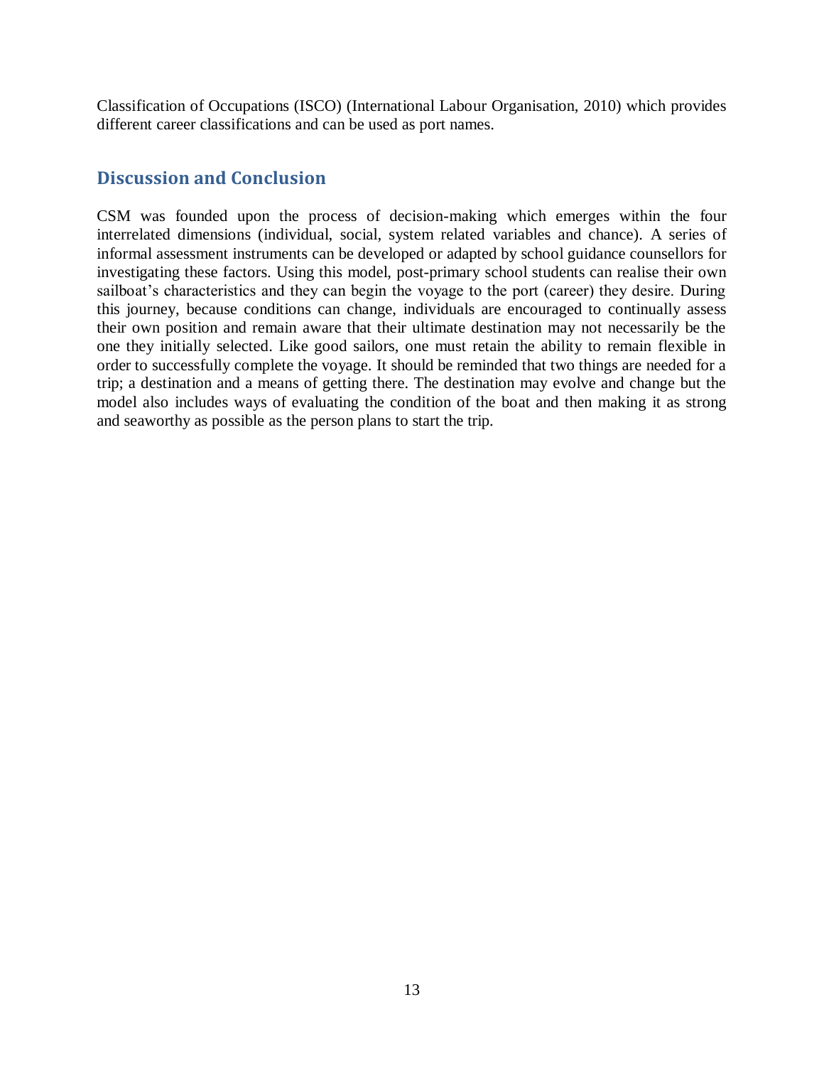Classification of Occupations (ISCO) (International Labour Organisation, 2010) which provides different career classifications and can be used as port names.

## Discussion and Conclusion

CSM was founded upon the process of decision-making which emerges within the four interrelated dimensions (individual, social, system related variables and chance). A series of informal assessment instruments can be developed or adapted by school guidance counsellors for investigating these factors. Using this model, post-primary school students can realise their own sailboat's characteristics and they can begin the voyage to the port (career) they desire. During this journey, because conditions can change, individuals are encouraged to continually assess their own position and remain aware that their ultimate destination may not necessarily be the one they initially selected. Like good sailors, one must retain the ability to remain flexible in order to successfully complete the voyage. It should be reminded that two things are needed for a trip; a destination and a means of getting there. The destination may evolve and change but the model also includes ways of evaluating the condition of the boat and then making it as strong and seaworthy as possible as the person plans to start the trip.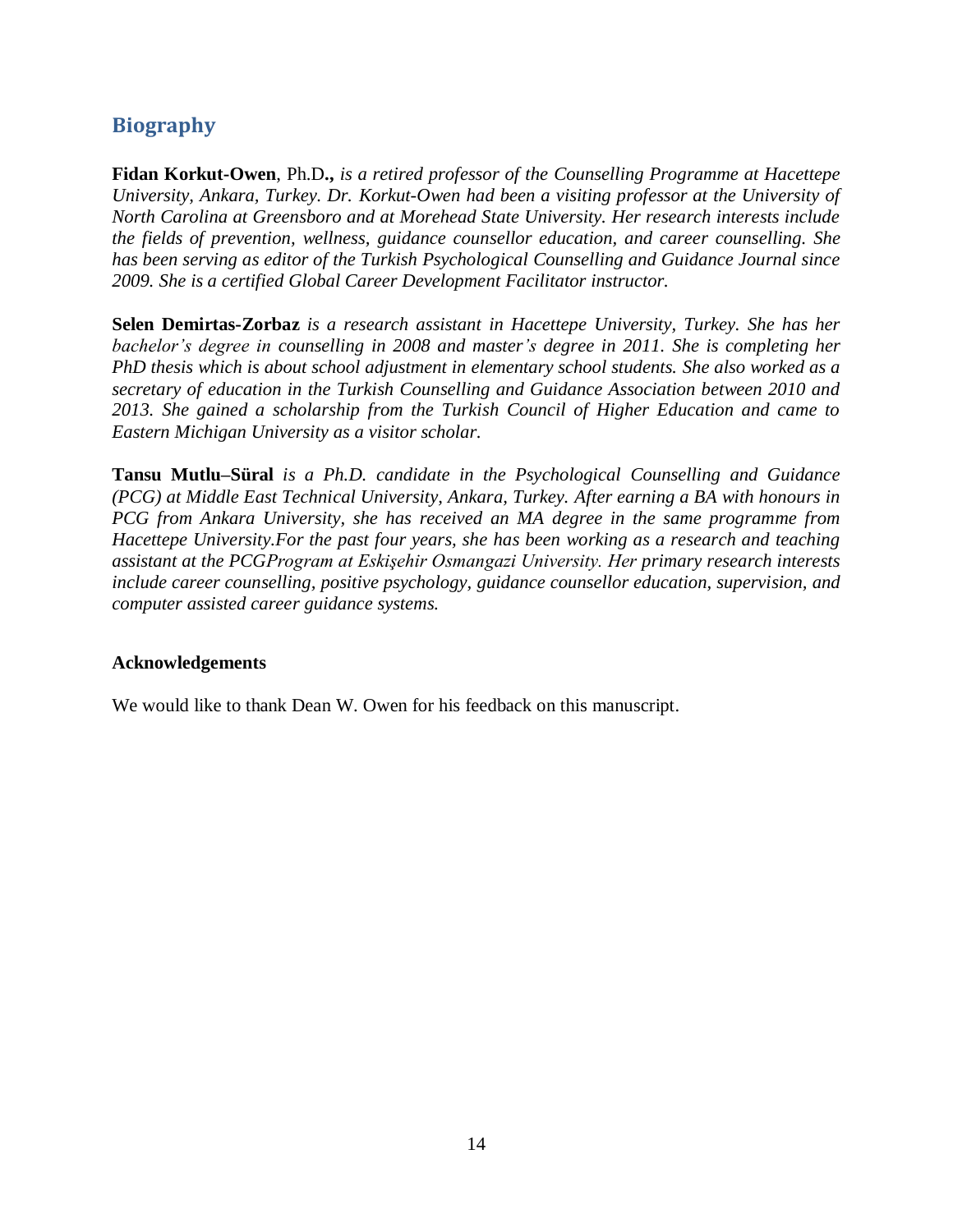## Biography

**Fidan Korkut-Owen**, Ph.D**.,** *is a retired professor of the Counselling Programme at Hacettepe University, Ankara, Turkey. Dr. Korkut-Owen had been a visiting professor at the University of North Carolina at Greensboro and at Morehead State University. Her research interests include the fields of prevention, wellness, guidance counsellor education, and career counselling. She has been serving as editor of the Turkish Psychological Counselling and Guidance Journal since 2009. She is a certified Global Career Development Facilitator instructor.*

**Selen Demirtas-Zorbaz** *is a research assistant in Hacettepe University, Turkey. She has her bachelor's degree in counselling in 2008 and master's degree in 2011. She is completing her PhD thesis which is about school adjustment in elementary school students. She also worked as a secretary of education in the Turkish Counselling and Guidance Association between 2010 and 2013. She gained a scholarship from the Turkish Council of Higher Education and came to Eastern Michigan University as a visitor scholar.*

**Tansu Mutlu–Süral** *is a Ph.D. candidate in the Psychological Counselling and Guidance (PCG) at Middle East Technical University, Ankara, Turkey. After earning a BA with honours in PCG from Ankara University, she has received an MA degree in the same programme from Hacettepe University.For the past four years, she has been working as a research and teaching assistant at the PCGProgram at Eskişehir Osmangazi University. Her primary research interests include career counselling, positive psychology, guidance counsellor education, supervision, and computer assisted career guidance systems.*

**Acknowledgements**

We would like to thank Dean W. Owen for his feedback on this manuscript.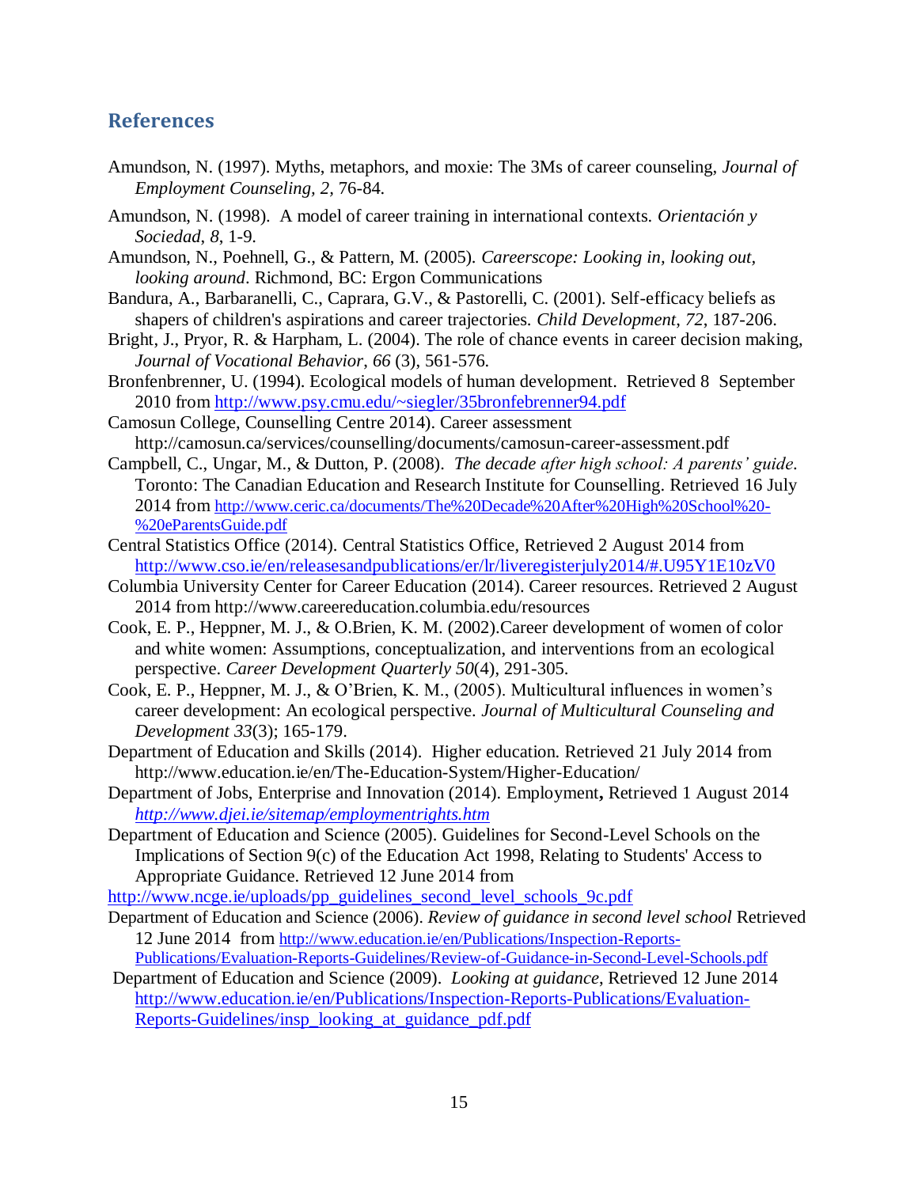## References

Amundson, N. (1997). Myths, metaphors, and moxie: The 3Ms of career counseling, *Journal of Employment Counseling, 2*, 76-84.

Amundson, N. (1998). A model of career training in international contexts. *Orientación y Sociedad, 8*, 1-9.

Amundson, N., Poehnell, G., & Pattern, M. (2005). *Careerscope: Looking in, looking out, looking around*. Richmond, BC: Ergon Communications

Bandura, A., Barbaranelli, C., Caprara, G.V., & Pastorelli, C. (2001). Self-efficacy beliefs as shapers of children's aspirations and career trajectories. *Child Development*, *72*, 187-206.

Bright, J., Pryor, R. & Harpham, L. (2004). The role of chance events in career decision making, *Journal of Vocational Behavior, 66* (3), 561-576.

Bronfenbrenner, U. (1994). Ecological models of human development. Retrieved 8 September 2010 from http://www.psy.cmu.edu/~siegler/35bronfebrenner94.pdf

Camosun College, Counselling Centre 2014). Career assessment http://camosun.ca/services/counselling/documents/camosun-career-assessment.pdf

Campbell, C., Ungar, M., & Dutton, P. (2008). *The decade after high school: A parents' guide.* Toronto: The Canadian Education and Research Institute for Counselling. Retrieved 16 July 2014 from http://www.ceric.ca/documents/The%20Decade%20After%20High%20School%20-%20eParentsGuide.pdf

Central Statistics Office (2014). Central Statistics Office, Retrieved 2 August 2014 from http://www.cso.ie/en/releasesandpublications/er/lr/liveregisterjuly2014/#.U95Y1E10zV0

Columbia University Center for Career Education (2014). Career resources. Retrieved 2 August 2014 from http://www.careereducation.columbia.edu/resources

Cook, E. P., Heppner, M. J., & O.Brien, K. M. (2002).Career development of women of color and white women: Assumptions, conceptualization, and interventions from an ecological perspective. *Career Development Quarterly 50*(4), 291-305.

Cook, E. P., Heppner, M. J., & O'Brien, K. M., (2005). Multicultural influences in women's career development: An ecological perspective. *Journal of Multicultural Counseling and Development 33*(3); 165-179.

Department of Education and Skills (2014). Higher education. Retrieved 21 July 2014 from http://www.education.ie/en/The-Education-System/Higher-Education/

Department of Jobs, Enterprise and Innovation (2014). Employment**,** Retrieved 1 August 2014 *http://www.djei.ie/sitemap/employmentrights.htm*

Department of Education and Science (2005). Guidelines for Second-Level Schools on the Implications of Section 9(c) of the Education Act 1998, Relating to Students' Access to Appropriate Guidance. Retrieved 12 June 2014 from http://www.ncge.ie/uploads/pp_guidelines_second_level_schools_9c.pdf

Department of Education and Science (2006). *Review of guidance in second level school* Retrieved 12 June 2014 from http://www.education.ie/en/Publications/Inspection-Reports-Publications/Evaluation-Reports-Guidelines/Review-of-Guidance-in-Second-Level-Schools.pdf

Department of Education and Science (2009). *Looking at guidance*, Retrieved 12 June 2014 http://www.education.ie/en/Publications/Inspection-Reports-Publications/Evaluation-Reports-Guidelines/insp_looking_at_guidance_pdf.pdf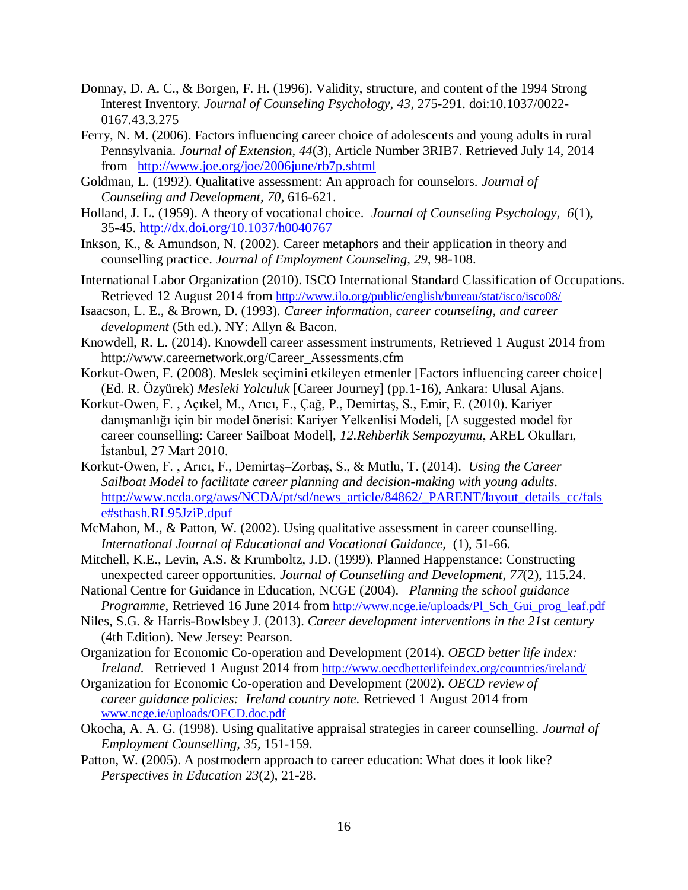Donnay, D. A. C., & Borgen, F. H. (1996). Validity, structure, and content of the 1994 Strong Interest Inventory. *Journal of Counseling Psychology, 43,* 275-291. doi:10.1037/0022-0167.43.3.275

Ferry, N. M. (2006). Factors influencing career choice of adolescents and young adults in rural Pennsylvania. *Journal of Extension, 44*(3), Article Number 3RIB7. Retrieved July 14, 2014 from http://www.joe.org/joe/2006june/rb7p.shtml

Goldman, L. (1992). Qualitative assessment: An approach for counselors. *Journal of Counseling and Development, 70,* 616-621.

Holland, J. L. (1959). A theory of vocational choice. *Journal of Counseling Psychology, 6*(1), 35-45. http://dx.doi.org/10.1037/h0040767

Inkson, K., & Amundson, N. (2002). Career metaphors and their application in theory and counselling practice. *Journal of Employment Counseling, 29,* 98-108.

International Labor Organization (2010). ISCO International Standard Classification of Occupations. Retrieved 12 August 2014 from http://www.ilo.org/public/english/bureau/stat/isco/isco08/

Isaacson, L. E., & Brown, D. (1993). *Career information, career counseling, and career development* (5th ed.). NY: Allyn & Bacon.

Knowdell, R. L. (2014). Knowdell career assessment instruments, Retrieved 1 August 2014 from http://www.careernetwork.org/Career_Assessments.cfm

Korkut-Owen, F. (2008). Meslek seçimini etkileyen etmenler [Factors influencing career choice] (Ed. R. Özyürek) *Mesleki Yolculuk* [Career Journey] (pp.1-16), Ankara: Ulusal Ajans.

Korkut-Owen, F. , Açıkel, M., Arıcı, F., Çağ, P., Demirtaş, S., Emir, E. (2010). Kariyer danışmanlığı için bir model önerisi: Kariyer Yelkenlisi Modeli, [A suggested model for career counselling: Career Sailboat Model], *12.Rehberlik Sempozyumu*, AREL Okulları, İstanbul, 27 Mart 2010.

Korkut-Owen, F. , Arıcı, F., Demirtaş–Zorbaş, S., & Mutlu, T. (2014). *Using the Career Sailboat Model to facilitate career planning and decision-making with young adults.* http://www.ncda.org/aws/NCDA/pt/sd/news_article/84862/_PARENT/layout_details_cc/false#sthash.RL95JziP.dpuf

McMahon, M., & Patton, W. (2002). Using qualitative assessment in career counselling. *International Journal of Educational and Vocational Guidance,* (1), 51-66.

Mitchell, K.E., Levin, A.S. & Krumboltz, J.D. (1999). Planned Happenstance: Constructing unexpected career opportunities. *Journal of Counselling and Development*, *77*(2), 115.24.

National Centre for Guidance in Education, NCGE (2004). *Planning the school guidance Programme*, Retrieved 16 June 2014 from http://www.ncge.ie/uploads/Pl_Sch_Gui_prog_leaf.pdf

Niles, S.G. & Harris-Bowlsbey J. (2013). *Career development interventions in the 21st century* (4th Edition). New Jersey: Pearson.

Organization for Economic Co-operation and Development (2014). *OECD better life index: Ireland.* Retrieved 1 August 2014 from http://www.oecdbetterlifeindex.org/countries/ireland/

Organization for Economic Co-operation and Development (2002). *OECD review of career guidance policies: Ireland country note.* Retrieved 1 August 2014 from www.ncge.ie/uploads/OECD.doc.pdf

Okocha, A. A. G. (1998). Using qualitative appraisal strategies in career counselling. *Journal of Employment Counselling, 35,* 151-159.

Patton, W. (2005). A postmodern approach to career education: What does it look like? *Perspectives in Education 23*(2), 21-28.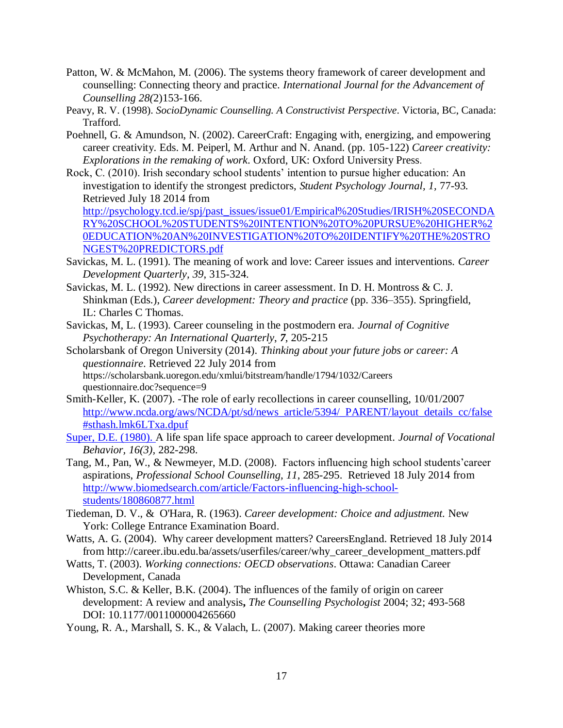Patton, W. & McMahon, M. (2006). The systems theory framework of career development and counselling: Connecting theory and practice. *International Journal for the Advancement of Counselling 28(*2)153-166.

Peavy, R. V. (1998). *SocioDynamic Counselling. A Constructivist Perspective*. Victoria, BC, Canada: Trafford.

Poehnell, G. & Amundson, N. (2002). CareerCraft: Engaging with, energizing, and empowering career creativity. Eds. M. Peiperl, M. Arthur and N. Anand. (pp. 105-122) *Career creativity: Explorations in the remaking of work*. Oxford, UK: Oxford University Press.

Rock, C. (2010). Irish secondary school students' intention to pursue higher education: An investigation to identify the strongest predictors, *Student Psychology Journal, 1*, 77-93. Retrieved July 18 2014 from http://psychology.tcd.ie/spj/past_issues/issue01/Empirical%20Studies/IRISH%20SECONDARY%20SCHOOL%20STUDENTS%20INTENTION%20TO%20PURSUE%20HIGHER%20EDUCATION%20AN%20INVESTIGATION%20TO%20IDENTIFY%20THE%20STRONGEST%20PREDICTORS.pdf

Savickas, M. L. (1991). The meaning of work and love: Career issues and interventions. *Career Development Quarterly*, *39*, 315-324.

Savickas, M. L. (1992). New directions in career assessment. In D. H. Montross & C. J. Shinkman (Eds.), *Career development: Theory and practice* (pp. 336–355). Springfield, IL: Charles C Thomas.

Savickas, M, L. (1993). Career counseling in the postmodern era. *Journal of Cognitive Psychotherapy: An International Quarterly*, ***7***, 205-215

Scholarsbank of Oregon University (2014). *Thinking about your future jobs or career: A questionnaire*. Retrieved 22 July 2014 from https://scholarsbank.uoregon.edu/xmlui/bitstream/handle/1794/1032/Careers questionnaire.doc?sequence=9

Smith-Keller, K. (2007). -The role of early recollections in career counselling, 10/01/2007 http://www.ncda.org/aws/NCDA/pt/sd/news_article/5394/_PARENT/layout_details_cc/false#sthash.lmk6LTxa.dpuf

Super, D.E. (1980). A life span life space approach to career development. *Journal of Vocational Behavior*, *16(3)*, 282-298.

Tang, M., Pan, W., & Newmeyer, M.D. (2008). Factors influencing high school students'career aspirations, *Professional School Counselling, 11*, 285-295. Retrieved 18 July 2014 from http://www.biomedsearch.com/article/Factors-influencing-high-school-students/180860877.html

Tiedeman, D. V., & O'Hara, R. (1963). *Career development: Choice and adjustment.* New York: College Entrance Examination Board.

Watts, A. G. (2004). Why career development matters? CareersEngland. Retrieved 18 July 2014 from http://career.ibu.edu.ba/assets/userfiles/career/why_career_development_matters.pdf

Watts, T. (2003). *Working connections: OECD observations*. Ottawa: Canadian Career Development, Canada

Whiston, S.C. & Keller, B.K. (2004). The influences of the family of origin on career development: A review and analysis**,** *The Counselling Psychologist* 2004; 32; 493-568 DOI: 10.1177/0011000004265660

Young, R. A., Marshall, S. K., & Valach, L. (2007). Making career theories more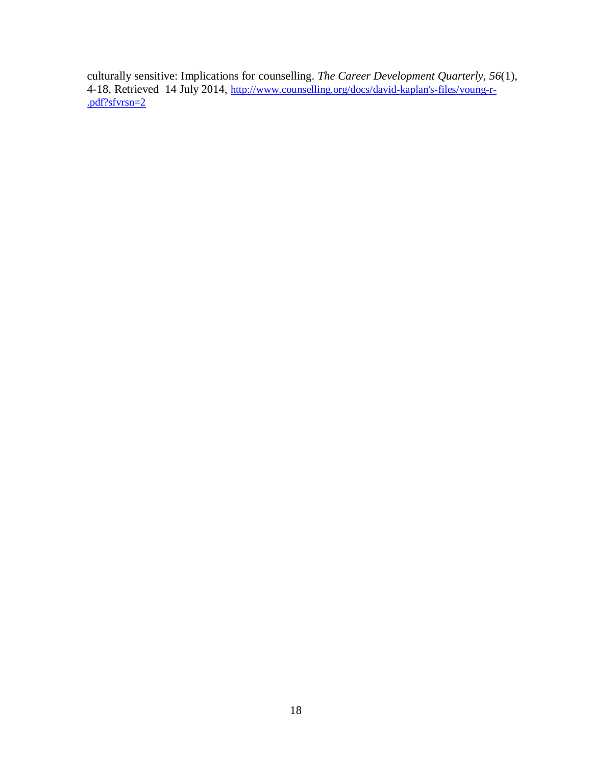culturally sensitive: Implications for counselling. *The Career Development Quarterly*, *56*(1), 4-18, Retrieved 14 July 2014, [http://www.counselling.org/docs/david-kaplan's-files/young-r-.pdf?sfvrsn=2](http://www.counselling.org/docs/david-kaplan's-files/young-r-.pdf?sfvrsn=2)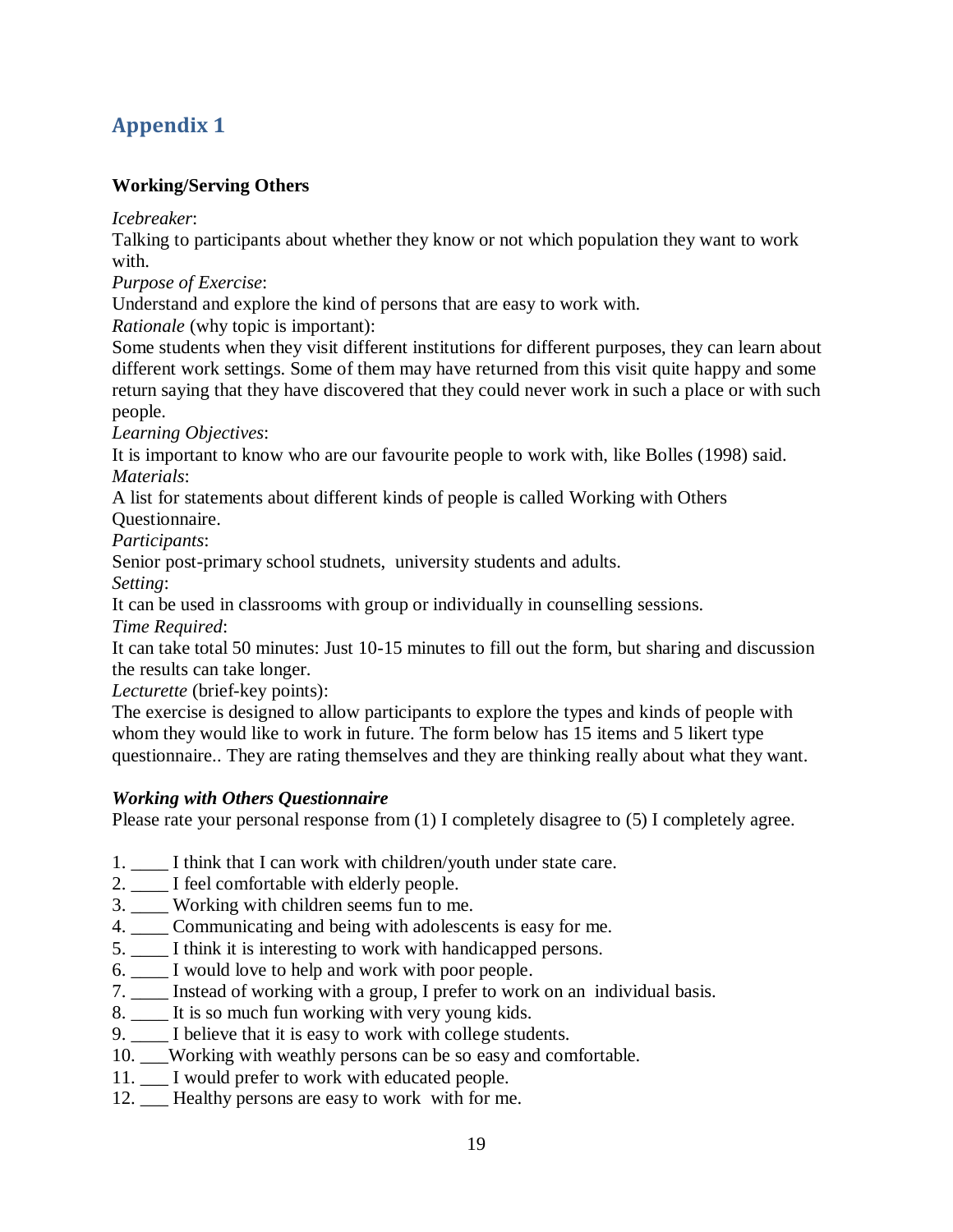## Appendix 1

**Working/Serving Others**

*Icebreaker*:
Talking to participants about whether they know or not which population they want to work with.

*Purpose of Exercise*:
Understand and explore the kind of persons that are easy to work with.

*Rationale* (why topic is important):
Some students when they visit different institutions for different purposes, they can learn about different work settings. Some of them may have returned from this visit quite happy and some return saying that they have discovered that they could never work in such a place or with such people.

*Learning Objectives*:
It is important to know who are our favourite people to work with, like Bolles (1998) said.

*Materials*:
A list for statements about different kinds of people is called Working with Others Questionnaire.

*Participants*:
Senior post-primary school studnets, university students and adults.

*Setting*:
It can be used in classrooms with group or individually in counselling sessions.

*Time Required*:
It can take total 50 minutes: Just 10-15 minutes to fill out the form, but sharing and discussion the results can take longer.

*Lecturette* (brief-key points):
The exercise is designed to allow participants to explore the types and kinds of people with whom they would like to work in future. The form below has 15 items and 5 likert type questionnaire.. They are rating themselves and they are thinking really about what they want.

***Working with Others Questionnaire***
Please rate your personal response from (1) I completely disagree to (5) I completely agree.

1. ____ I think that I can work with children/youth under state care.
2. ____ I feel comfortable with elderly people.
3. ____ Working with children seems fun to me.
4. ____ Communicating and being with adolescents is easy for me.
5. ____ I think it is interesting to work with handicapped persons.
6. ____ I would love to help and work with poor people.
7. ____ Instead of working with a group, I prefer to work on an individual basis.
8. ____ It is so much fun working with very young kids.
9. ____ I believe that it is easy to work with college students.
10. ___Working with weathly persons can be so easy and comfortable.
11. ___ I would prefer to work with educated people.
12. ___ Healthy persons are easy to work with for me.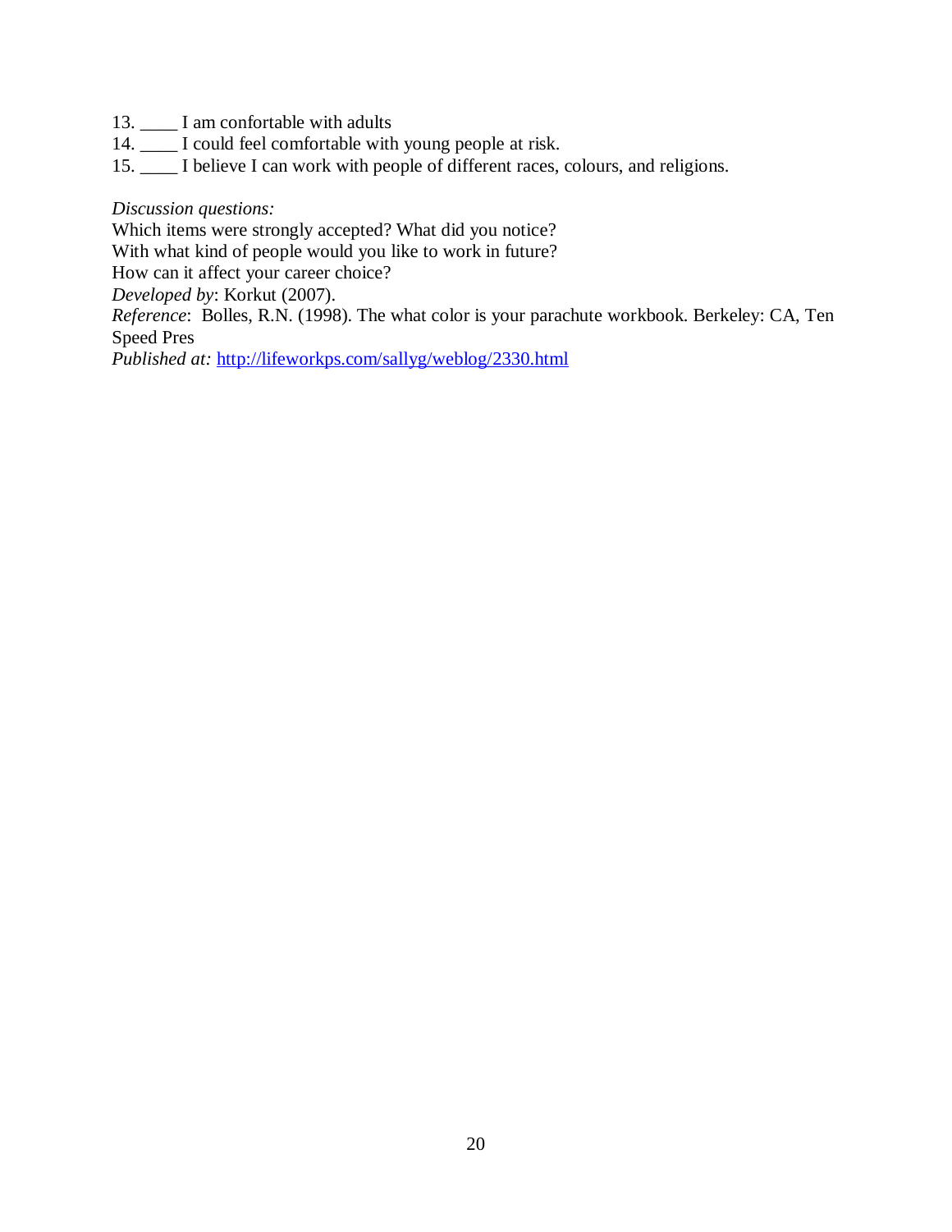13. ____ I am confortable with adults
14. ____ I could feel comfortable with young people at risk.
15. ____ I believe I can work with people of different races, colours, and religions.

*Discussion questions:*
Which items were strongly accepted? What did you notice?
With what kind of people would you like to work in future?
How can it affect your career choice?
*Developed by*: Korkut (2007).
*Reference*: Bolles, R.N. (1998). The what color is your parachute workbook. Berkeley: CA, Ten Speed Pres
*Published at:* http://lifeworkps.com/sallyg/weblog/2330.html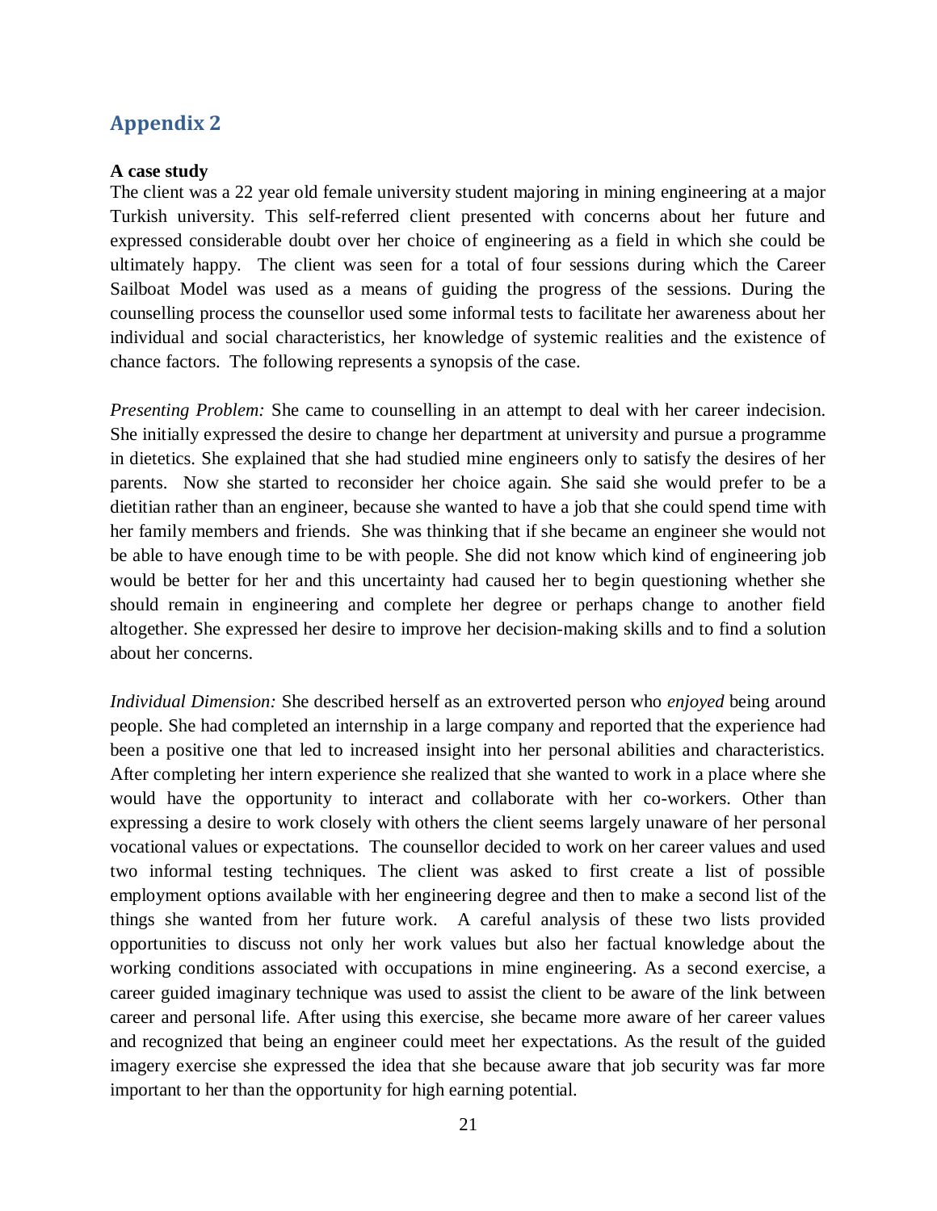## Appendix 2

**A case study**

The client was a 22 year old female university student majoring in mining engineering at a major Turkish university. This self-referred client presented with concerns about her future and expressed considerable doubt over her choice of engineering as a field in which she could be ultimately happy. The client was seen for a total of four sessions during which the Career Sailboat Model was used as a means of guiding the progress of the sessions. During the counselling process the counsellor used some informal tests to facilitate her awareness about her individual and social characteristics, her knowledge of systemic realities and the existence of chance factors. The following represents a synopsis of the case.

*Presenting Problem:* She came to counselling in an attempt to deal with her career indecision. She initially expressed the desire to change her department at university and pursue a programme in dietetics. She explained that she had studied mine engineers only to satisfy the desires of her parents. Now she started to reconsider her choice again. She said she would prefer to be a dietitian rather than an engineer, because she wanted to have a job that she could spend time with her family members and friends. She was thinking that if she became an engineer she would not be able to have enough time to be with people. She did not know which kind of engineering job would be better for her and this uncertainty had caused her to begin questioning whether she should remain in engineering and complete her degree or perhaps change to another field altogether. She expressed her desire to improve her decision-making skills and to find a solution about her concerns.

*Individual Dimension:* She described herself as an extroverted person who *enjoyed* being around people. She had completed an internship in a large company and reported that the experience had been a positive one that led to increased insight into her personal abilities and characteristics. After completing her intern experience she realized that she wanted to work in a place where she would have the opportunity to interact and collaborate with her co-workers. Other than expressing a desire to work closely with others the client seems largely unaware of her personal vocational values or expectations. The counsellor decided to work on her career values and used two informal testing techniques. The client was asked to first create a list of possible employment options available with her engineering degree and then to make a second list of the things she wanted from her future work. A careful analysis of these two lists provided opportunities to discuss not only her work values but also her factual knowledge about the working conditions associated with occupations in mine engineering. As a second exercise, a career guided imaginary technique was used to assist the client to be aware of the link between career and personal life. After using this exercise, she became more aware of her career values and recognized that being an engineer could meet her expectations. As the result of the guided imagery exercise she expressed the idea that she because aware that job security was far more important to her than the opportunity for high earning potential.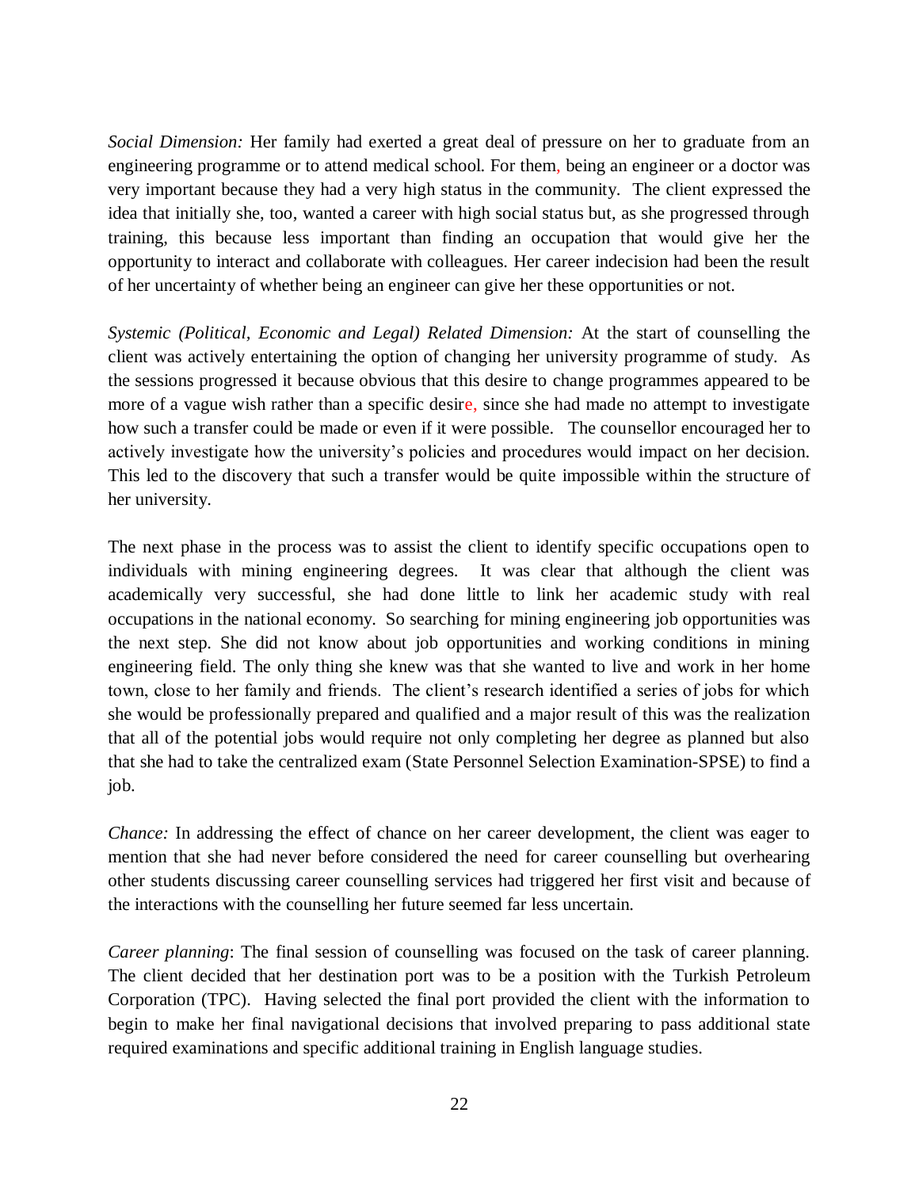*Social Dimension:* Her family had exerted a great deal of pressure on her to graduate from an engineering programme or to attend medical school. For them, being an engineer or a doctor was very important because they had a very high status in the community. The client expressed the idea that initially she, too, wanted a career with high social status but, as she progressed through training, this because less important than finding an occupation that would give her the opportunity to interact and collaborate with colleagues. Her career indecision had been the result of her uncertainty of whether being an engineer can give her these opportunities or not.

*Systemic (Political, Economic and Legal) Related Dimension:* At the start of counselling the client was actively entertaining the option of changing her university programme of study. As the sessions progressed it because obvious that this desire to change programmes appeared to be more of a vague wish rather than a specific desire, since she had made no attempt to investigate how such a transfer could be made or even if it were possible. The counsellor encouraged her to actively investigate how the university's policies and procedures would impact on her decision. This led to the discovery that such a transfer would be quite impossible within the structure of her university.

The next phase in the process was to assist the client to identify specific occupations open to individuals with mining engineering degrees. It was clear that although the client was academically very successful, she had done little to link her academic study with real occupations in the national economy. So searching for mining engineering job opportunities was the next step. She did not know about job opportunities and working conditions in mining engineering field. The only thing she knew was that she wanted to live and work in her home town, close to her family and friends. The client's research identified a series of jobs for which she would be professionally prepared and qualified and a major result of this was the realization that all of the potential jobs would require not only completing her degree as planned but also that she had to take the centralized exam (State Personnel Selection Examination-SPSE) to find a job.

*Chance:* In addressing the effect of chance on her career development, the client was eager to mention that she had never before considered the need for career counselling but overhearing other students discussing career counselling services had triggered her first visit and because of the interactions with the counselling her future seemed far less uncertain.

*Career planning*: The final session of counselling was focused on the task of career planning. The client decided that her destination port was to be a position with the Turkish Petroleum Corporation (TPC). Having selected the final port provided the client with the information to begin to make her final navigational decisions that involved preparing to pass additional state required examinations and specific additional training in English language studies.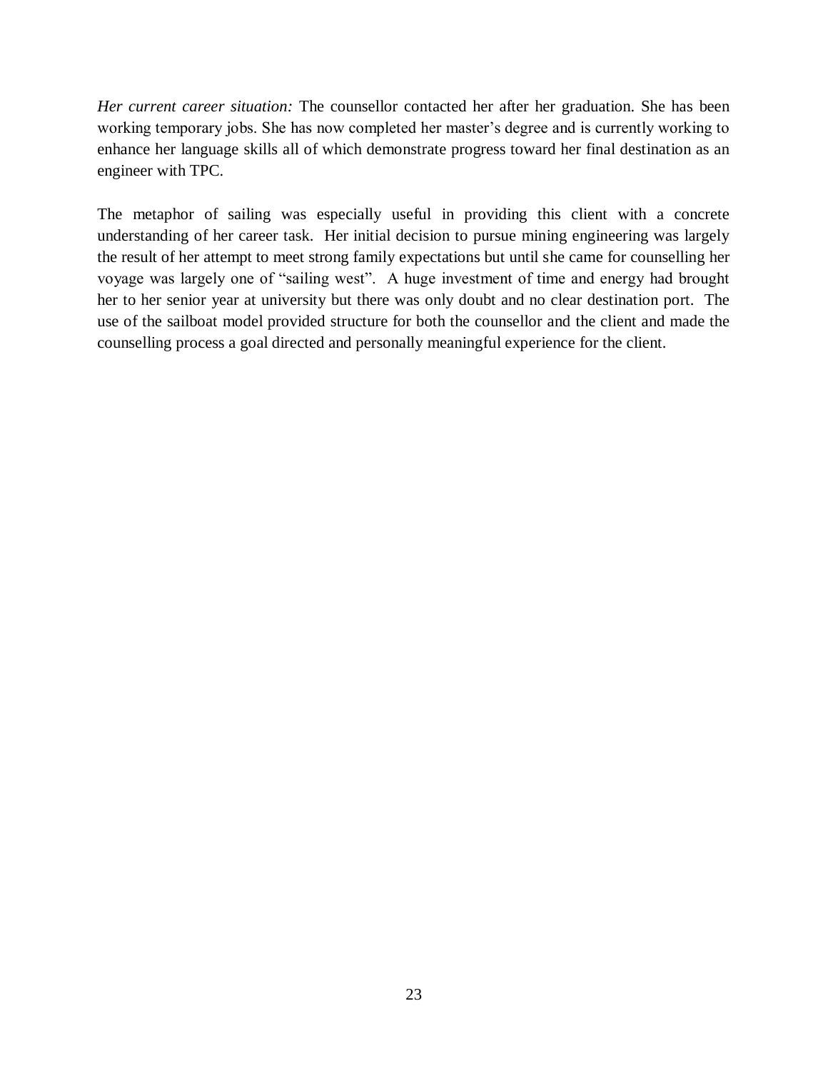*Her current career situation:* The counsellor contacted her after her graduation. She has been working temporary jobs. She has now completed her master's degree and is currently working to enhance her language skills all of which demonstrate progress toward her final destination as an engineer with TPC.

The metaphor of sailing was especially useful in providing this client with a concrete understanding of her career task. Her initial decision to pursue mining engineering was largely the result of her attempt to meet strong family expectations but until she came for counselling her voyage was largely one of "sailing west". A huge investment of time and energy had brought her to her senior year at university but there was only doubt and no clear destination port. The use of the sailboat model provided structure for both the counsellor and the client and made the counselling process a goal directed and personally meaningful experience for the client.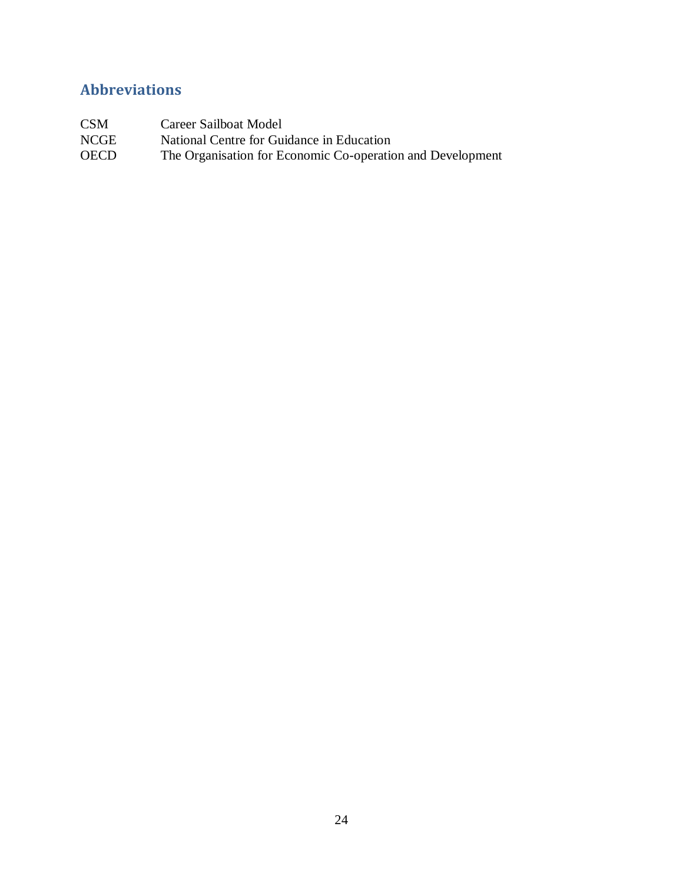## Abbreviations

| | |
|---|---|
| CSM | Career Sailboat Model |
| NCGE | National Centre for Guidance in Education |
| OECD | The Organisation for Economic Co-operation and Development |